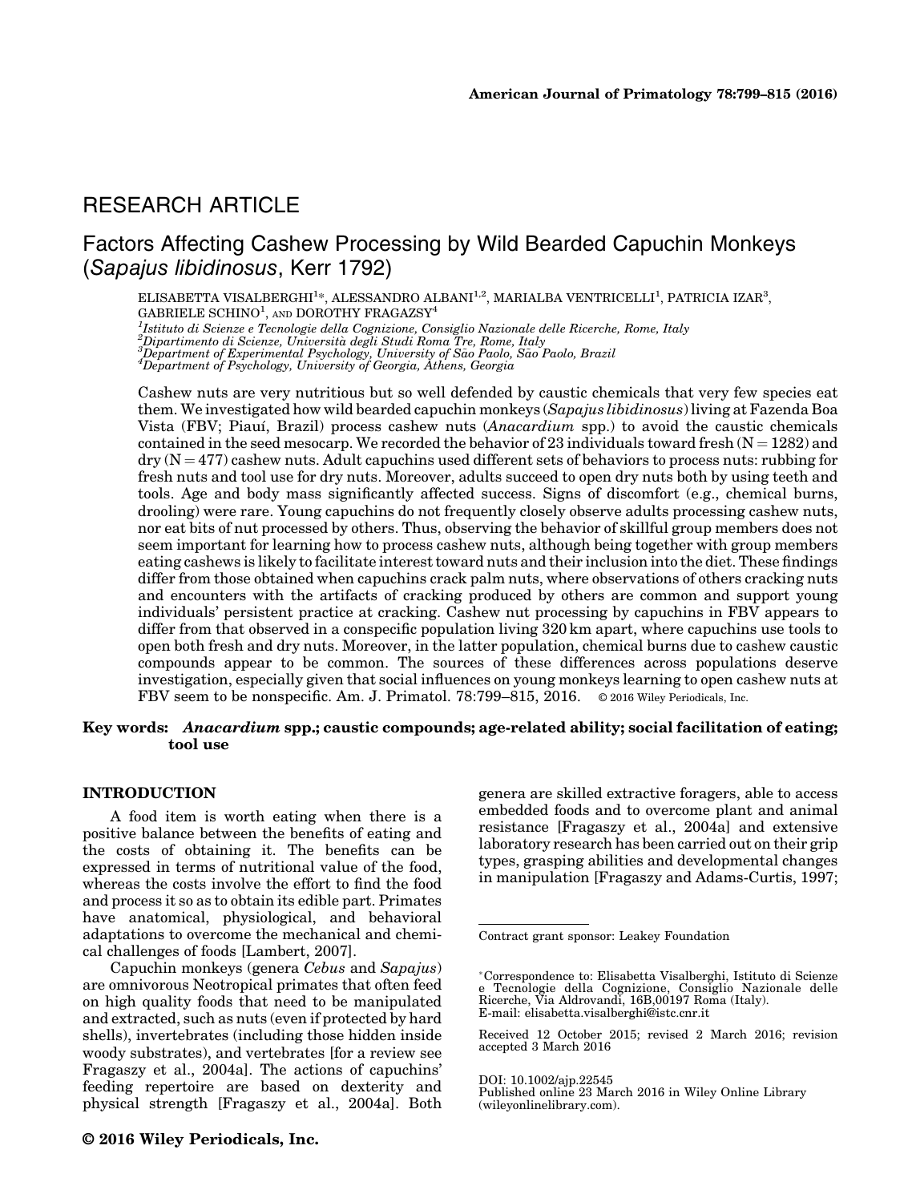RESEARCH ARTICLE

# Factors Affecting Cashew Processing by Wild Bearded Capuchin Monkeys (*Sapajus libidinosus*, Kerr 1792)

ELISABETTA VISALBERGHI[1]*, ALESSANDRO ALBANI[1,2], MARIALBA VENTRICELLI[1], PATRICIA IZAR[3], GABRIELE SCHINO[1], AND DOROTHY FRAGASZY[4]

[1]*Istituto di Scienze e Tecnologie della Cognizione, Consiglio Nazionale delle Ricerche, Rome, Italy*
[2]*Dipartimento di Scienze, Università degli Studi Roma Tre, Rome, Italy*
[3]*Department of Experimental Psychology, University of São Paolo, São Paolo, Brazil*
[4]*Department of Psychology, University of Georgia, Athens, Georgia*

Cashew nuts are very nutritious but so well defended by caustic chemicals that very few species eat them. We investigated how wild bearded capuchin monkeys (*Sapajus libidinosus*) living at Fazenda Boa Vista (FBV; Piauí, Brazil) process cashew nuts (*Anacardium* spp.) to avoid the caustic chemicals contained in the seed mesocarp. We recorded the behavior of 23 individuals toward fresh ($N = 1282$) and dry ($N = 477$) cashew nuts. Adult capuchins used different sets of behaviors to process nuts: rubbing for fresh nuts and tool use for dry nuts. Moreover, adults succeed to open dry nuts both by using teeth and tools. Age and body mass significantly affected success. Signs of discomfort (e.g., chemical burns, drooling) were rare. Young capuchins do not frequently closely observe adults processing cashew nuts, nor eat bits of nut processed by others. Thus, observing the behavior of skillful group members does not seem important for learning how to process cashew nuts, although being together with group members eating cashews is likely to facilitate interest toward nuts and their inclusion into the diet. These findings differ from those obtained when capuchins crack palm nuts, where observations of others cracking nuts and encounters with the artifacts of cracking produced by others are common and support young individuals' persistent practice at cracking. Cashew nut processing by capuchins in FBV appears to differ from that observed in a conspecific population living 320 km apart, where capuchins use tools to open both fresh and dry nuts. Moreover, in the latter population, chemical burns due to cashew caustic compounds appear to be common. The sources of these differences across populations deserve investigation, especially given that social influences on young monkeys learning to open cashew nuts at FBV seem to be nonspecific. Am. J. Primatol. 78:799–815, 2016. © 2016 Wiley Periodicals, Inc.

**Key words:** ***Anacardium* spp.; caustic compounds; age-related ability; social facilitation of eating; tool use**

## INTRODUCTION

A food item is worth eating when there is a positive balance between the benefits of eating and the costs of obtaining it. The benefits can be expressed in terms of nutritional value of the food, whereas the costs involve the effort to find the food and process it so as to obtain its edible part. Primates have anatomical, physiological, and behavioral adaptations to overcome the mechanical and chemical challenges of foods [Lambert, 2007].

Capuchin monkeys (genera *Cebus* and *Sapajus*) are omnivorous Neotropical primates that often feed on high quality foods that need to be manipulated and extracted, such as nuts (even if protected by hard shells), invertebrates (including those hidden inside woody substrates), and vertebrates [for a review see Fragaszy et al., 2004a]. The actions of capuchins' feeding repertoire are based on dexterity and physical strength [Fragaszy et al., 2004a]. Both genera are skilled extractive foragers, able to access embedded foods and to overcome plant and animal resistance [Fragaszy et al., 2004a] and extensive laboratory research has been carried out on their grip types, grasping abilities and developmental changes in manipulation [Fragaszy and Adams-Curtis, 1997;

Contract grant sponsor: Leakey Foundation

*Correspondence to: Elisabetta Visalberghi, Istituto di Scienze e Tecnologie della Cognizione, Consiglio Nazionale delle Ricerche, Via Aldrovandi, 16B,00197 Roma (Italy).
E-mail: elisabetta.visalberghi@istc.cnr.it

Received 12 October 2015; revised 2 March 2016; revision accepted 3 March 2016

DOI: 10.1002/ajp.22545
Published online 23 March 2016 in Wiley Online Library (wileyonlinelibrary.com).

© 2016 Wiley Periodicals, Inc.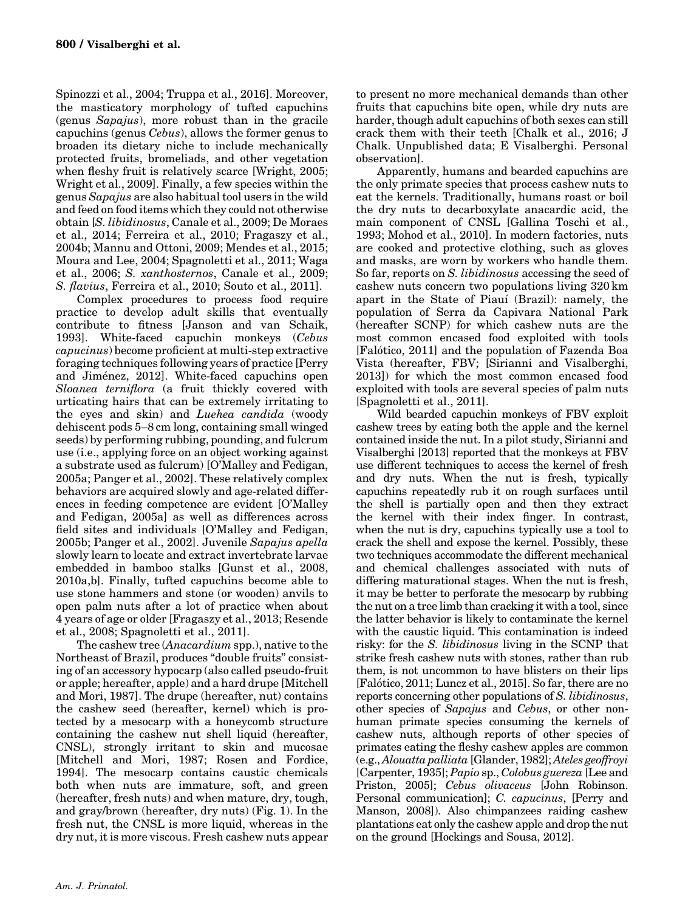Spinozzi et al., 2004; Truppa et al., 2016]. Moreover, the masticatory morphology of tufted capuchins (genus *Sapajus*), more robust than in the gracile capuchins (genus *Cebus*), allows the former genus to broaden its dietary niche to include mechanically protected fruits, bromeliads, and other vegetation when fleshy fruit is relatively scarce [Wright, 2005; Wright et al., 2009]. Finally, a few species within the genus *Sapajus* are also habitual tool users in the wild and feed on food items which they could not otherwise obtain [*S. libidinosus*, Canale et al., 2009; De Moraes et al., 2014; Ferreira et al., 2010; Fragaszy et al., 2004b; Mannu and Ottoni, 2009; Mendes et al., 2015; Moura and Lee, 2004; Spagnoletti et al., 2011; Waga et al., 2006; *S. xanthosternos*, Canale et al., 2009; *S. flavius*, Ferreira et al., 2010; Souto et al., 2011].

Complex procedures to process food require practice to develop adult skills that eventually contribute to fitness [Janson and van Schaik, 1993]. White-faced capuchin monkeys (*Cebus capucinus*) become proficient at multi-step extractive foraging techniques following years of practice [Perry and Jiménez, 2012]. White-faced capuchins open *Sloanea terniflora* (a fruit thickly covered with urticating hairs that can be extremely irritating to the eyes and skin) and *Luehea candida* (woody dehiscent pods 5–8 cm long, containing small winged seeds) by performing rubbing, pounding, and fulcrum use (i.e., applying force on an object working against a substrate used as fulcrum) [O'Malley and Fedigan, 2005a; Panger et al., 2002]. These relatively complex behaviors are acquired slowly and age-related differences in feeding competence are evident [O'Malley and Fedigan, 2005a] as well as differences across field sites and individuals [O'Malley and Fedigan, 2005b; Panger et al., 2002]. Juvenile *Sapajus apella* slowly learn to locate and extract invertebrate larvae embedded in bamboo stalks [Gunst et al., 2008, 2010a,b]. Finally, tufted capuchins become able to use stone hammers and stone (or wooden) anvils to open palm nuts after a lot of practice when about 4 years of age or older [Fragaszy et al., 2013; Resende et al., 2008; Spagnoletti et al., 2011].

The cashew tree (*Anacardium* spp.), native to the Northeast of Brazil, produces "double fruits" consisting of an accessory hypocarp (also called pseudo-fruit or apple; hereafter, apple) and a hard drupe [Mitchell and Mori, 1987]. The drupe (hereafter, nut) contains the cashew seed (hereafter, kernel) which is protected by a mesocarp with a honeycomb structure containing the cashew nut shell liquid (hereafter, CNSL), strongly irritant to skin and mucosae [Mitchell and Mori, 1987; Rosen and Fordice, 1994]. The mesocarp contains caustic chemicals both when nuts are immature, soft, and green (hereafter, fresh nuts) and when mature, dry, tough, and gray/brown (hereafter, dry nuts) (Fig. 1). In the fresh nut, the CNSL is more liquid, whereas in the dry nut, it is more viscous. Fresh cashew nuts appear to present no more mechanical demands than other fruits that capuchins bite open, while dry nuts are harder, though adult capuchins of both sexes can still crack them with their teeth [Chalk et al., 2016; J Chalk. Unpublished data; E Visalberghi. Personal observation].

Apparently, humans and bearded capuchins are the only primate species that process cashew nuts to eat the kernels. Traditionally, humans roast or boil the dry nuts to decarboxylate anacardic acid, the main component of CNSL [Gallina Toschi et al., 1993; Mohod et al., 2010]. In modern factories, nuts are cooked and protective clothing, such as gloves and masks, are worn by workers who handle them. So far, reports on *S. libidinosus* accessing the seed of cashew nuts concern two populations living 320 km apart in the State of Piauí (Brazil): namely, the population of Serra da Capivara National Park (hereafter SCNP) for which cashew nuts are the most common encased food exploited with tools [Falótico, 2011] and the population of Fazenda Boa Vista (hereafter, FBV; [Sirianni and Visalberghi, 2013]) for which the most common encased food exploited with tools are several species of palm nuts [Spagnoletti et al., 2011].

Wild bearded capuchin monkeys of FBV exploit cashew trees by eating both the apple and the kernel contained inside the nut. In a pilot study, Sirianni and Visalberghi [2013] reported that the monkeys at FBV use different techniques to access the kernel of fresh and dry nuts. When the nut is fresh, typically capuchins repeatedly rub it on rough surfaces until the shell is partially open and then they extract the kernel with their index finger. In contrast, when the nut is dry, capuchins typically use a tool to crack the shell and expose the kernel. Possibly, these two techniques accommodate the different mechanical and chemical challenges associated with nuts of differing maturational stages. When the nut is fresh, it may be better to perforate the mesocarp by rubbing the nut on a tree limb than cracking it with a tool, since the latter behavior is likely to contaminate the kernel with the caustic liquid. This contamination is indeed risky: for the *S. libidinosus* living in the SCNP that strike fresh cashew nuts with stones, rather than rub them, is not uncommon to have blisters on their lips [Falótico, 2011; Luncz et al., 2015]. So far, there are no reports concerning other populations of *S. libidinosus*, other species of *Sapajus* and *Cebus*, or other non-human primate species consuming the kernels of cashew nuts, although reports of other species of primates eating the fleshy cashew apples are common (e.g., *Alouatta palliata* [Glander, 1982]; *Ateles geoffroyi* [Carpenter, 1935]; *Papio* sp., *Colobus guereza* [Lee and Priston, 2005]; *Cebus olivaceus* [John Robinson. Personal communication]; *C. capucinus*, [Perry and Manson, 2008]). Also chimpanzees raiding cashew plantations eat only the cashew apple and drop the nut on the ground [Hockings and Sousa, 2012].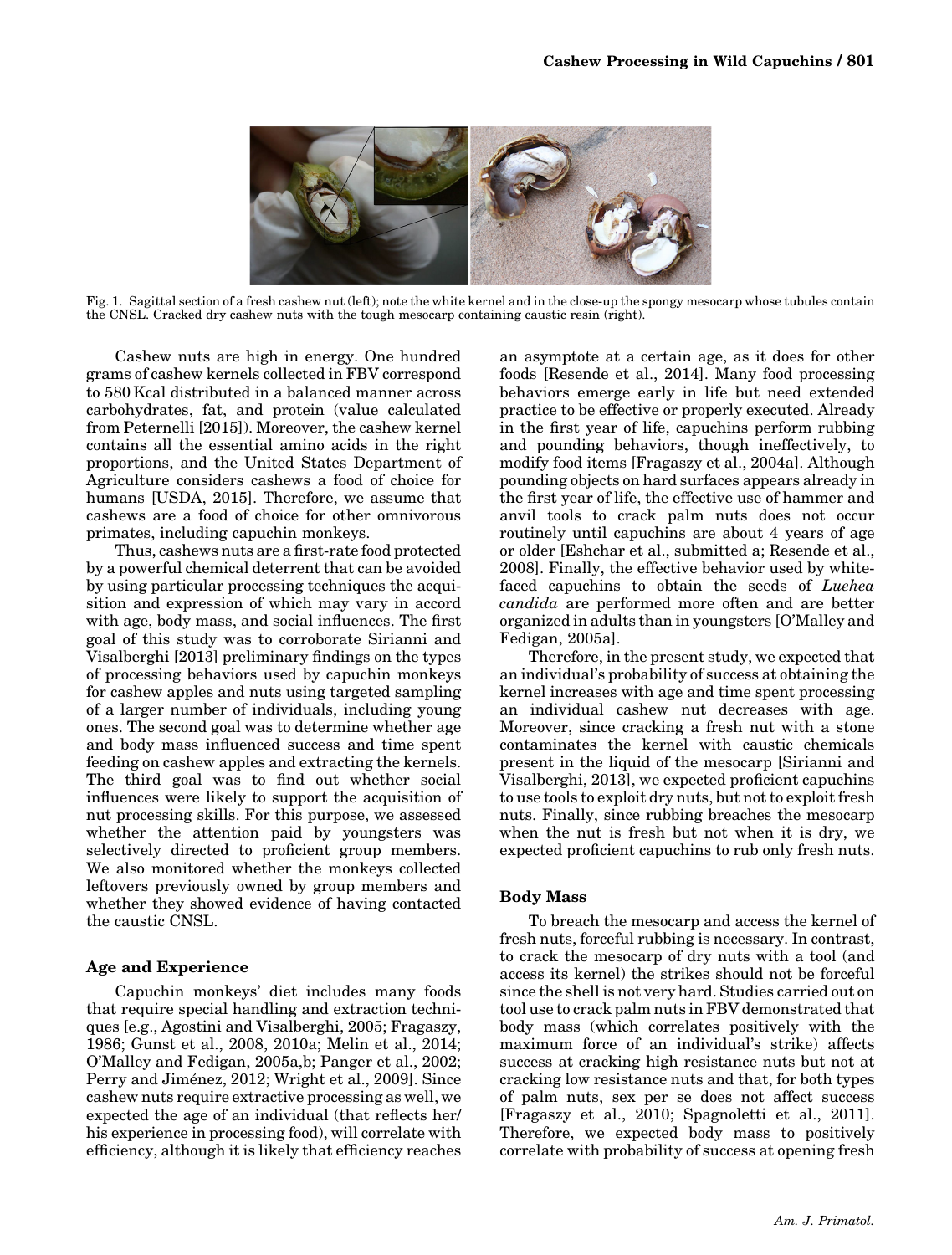Fig. 1. Sagittal section of a fresh cashew nut (left); note the white kernel and in the close-up the spongy mesocarp whose tubules contain the CNSL. Cracked dry cashew nuts with the tough mesocarp containing caustic resin (right).

Cashew nuts are high in energy. One hundred grams of cashew kernels collected in FBV correspond to 580 Kcal distributed in a balanced manner across carbohydrates, fat, and protein (value calculated from Peternelli [2015]). Moreover, the cashew kernel contains all the essential amino acids in the right proportions, and the United States Department of Agriculture considers cashews a food of choice for humans [USDA, 2015]. Therefore, we assume that cashews are a food of choice for other omnivorous primates, including capuchin monkeys.

Thus, cashews nuts are a first-rate food protected by a powerful chemical deterrent that can be avoided by using particular processing techniques the acquisition and expression of which may vary in accord with age, body mass, and social influences. The first goal of this study was to corroborate Sirianni and Visalberghi [2013] preliminary findings on the types of processing behaviors used by capuchin monkeys for cashew apples and nuts using targeted sampling of a larger number of individuals, including young ones. The second goal was to determine whether age and body mass influenced success and time spent feeding on cashew apples and extracting the kernels. The third goal was to find out whether social influences were likely to support the acquisition of nut processing skills. For this purpose, we assessed whether the attention paid by youngsters was selectively directed to proficient group members. We also monitored whether the monkeys collected leftovers previously owned by group members and whether they showed evidence of having contacted the caustic CNSL.

## Age and Experience

Capuchin monkeys' diet includes many foods that require special handling and extraction techniques [e.g., Agostini and Visalberghi, 2005; Fragaszy, 1986; Gunst et al., 2008, 2010a; Melin et al., 2014; O'Malley and Fedigan, 2005a,b; Panger et al., 2002; Perry and Jiménez, 2012; Wright et al., 2009]. Since cashew nuts require extractive processing as well, we expected the age of an individual (that reflects her/his experience in processing food), will correlate with efficiency, although it is likely that efficiency reaches an asymptote at a certain age, as it does for other foods [Resende et al., 2014]. Many food processing behaviors emerge early in life but need extended practice to be effective or properly executed. Already in the first year of life, capuchins perform rubbing and pounding behaviors, though ineffectively, to modify food items [Fragaszy et al., 2004a]. Although pounding objects on hard surfaces appears already in the first year of life, the effective use of hammer and anvil tools to crack palm nuts does not occur routinely until capuchins are about 4 years of age or older [Eshchar et al., submitted a; Resende et al., 2008]. Finally, the effective behavior used by white-faced capuchins to obtain the seeds of *Luehea candida* are performed more often and are better organized in adults than in youngsters [O'Malley and Fedigan, 2005a].

Therefore, in the present study, we expected that an individual's probability of success at obtaining the kernel increases with age and time spent processing an individual cashew nut decreases with age. Moreover, since cracking a fresh nut with a stone contaminates the kernel with caustic chemicals present in the liquid of the mesocarp [Sirianni and Visalberghi, 2013], we expected proficient capuchins to use tools to exploit dry nuts, but not to exploit fresh nuts. Finally, since rubbing breaches the mesocarp when the nut is fresh but not when it is dry, we expected proficient capuchins to rub only fresh nuts.

## Body Mass

To breach the mesocarp and access the kernel of fresh nuts, forceful rubbing is necessary. In contrast, to crack the mesocarp of dry nuts with a tool (and access its kernel) the strikes should not be forceful since the shell is not very hard. Studies carried out on tool use to crack palm nuts in FBV demonstrated that body mass (which correlates positively with the maximum force of an individual's strike) affects success at cracking high resistance nuts but not at cracking low resistance nuts and that, for both types of palm nuts, sex per se does not affect success [Fragaszy et al., 2010; Spagnoletti et al., 2011]. Therefore, we expected body mass to positively correlate with probability of success at opening fresh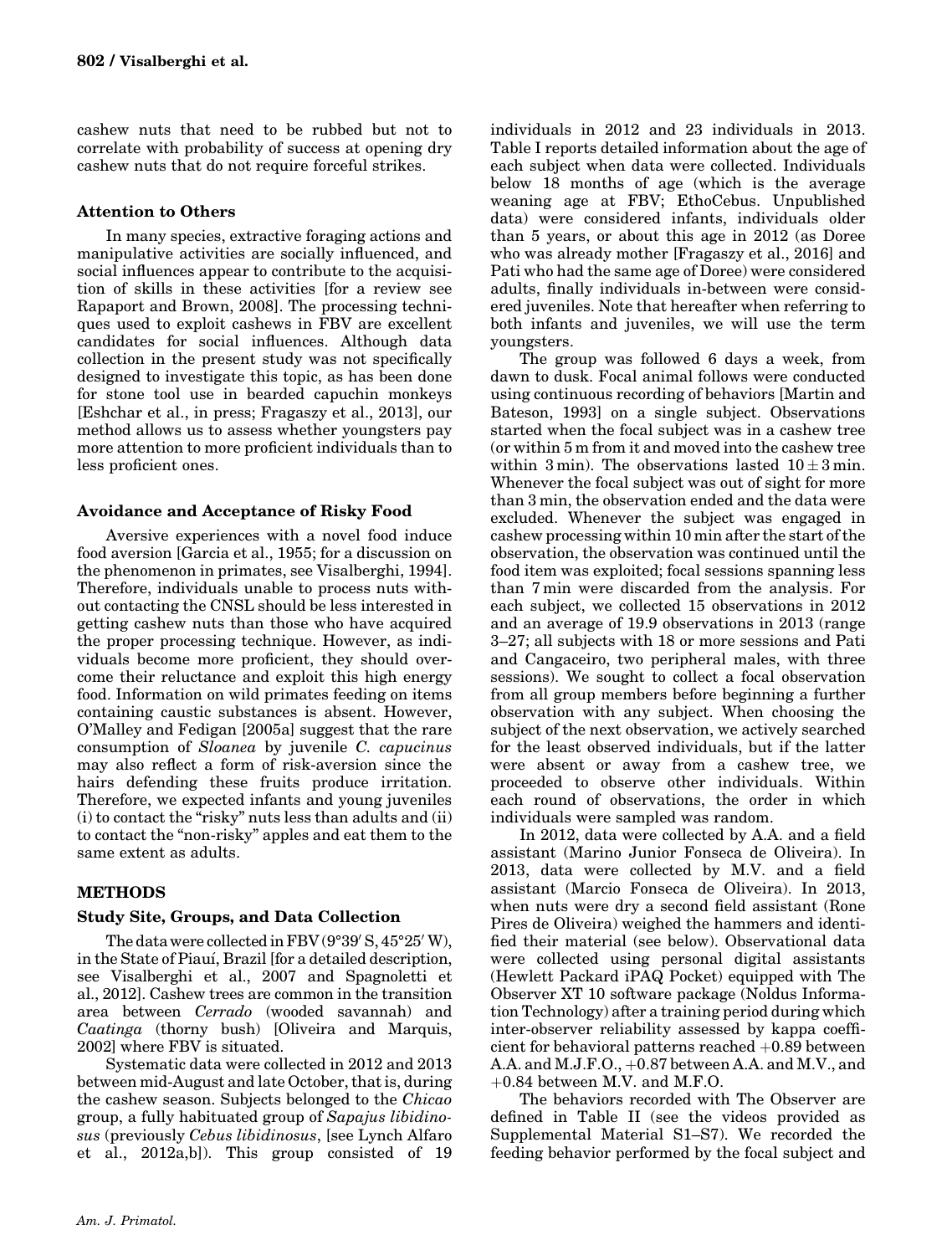cashew nuts that need to be rubbed but not to correlate with probability of success at opening dry cashew nuts that do not require forceful strikes.

### Attention to Others

In many species, extractive foraging actions and manipulative activities are socially influenced, and social influences appear to contribute to the acquisition of skills in these activities [for a review see Rapaport and Brown, 2008]. The processing techniques used to exploit cashews in FBV are excellent candidates for social influences. Although data collection in the present study was not specifically designed to investigate this topic, as has been done for stone tool use in bearded capuchin monkeys [Eshchar et al., in press; Fragaszy et al., 2013], our method allows us to assess whether youngsters pay more attention to more proficient individuals than to less proficient ones.

### Avoidance and Acceptance of Risky Food

Aversive experiences with a novel food induce food aversion [Garcia et al., 1955; for a discussion on the phenomenon in primates, see Visalberghi, 1994]. Therefore, individuals unable to process nuts without contacting the CNSL should be less interested in getting cashew nuts than those who have acquired the proper processing technique. However, as individuals become more proficient, they should overcome their reluctance and exploit this high energy food. Information on wild primates feeding on items containing caustic substances is absent. However, O'Malley and Fedigan [2005a] suggest that the rare consumption of *Sloanea* by juvenile *C. capucinus* may also reflect a form of risk-aversion since the hairs defending these fruits produce irritation. Therefore, we expected infants and young juveniles (i) to contact the "risky" nuts less than adults and (ii) to contact the "non-risky" apples and eat them to the same extent as adults.

## METHODS

### Study Site, Groups, and Data Collection

The data were collected in FBV (9°39′ S, 45°25′ W), in the State of Piauí, Brazil [for a detailed description, see Visalberghi et al., 2007 and Spagnoletti et al., 2012]. Cashew trees are common in the transition area between *Cerrado* (wooded savannah) and *Caatinga* (thorny bush) [Oliveira and Marquis, 2002] where FBV is situated.

Systematic data were collected in 2012 and 2013 between mid-August and late October, that is, during the cashew season. Subjects belonged to the *Chicao* group, a fully habituated group of *Sapajus libidinosus* (previously *Cebus libidinosus*, [see Lynch Alfaro et al., 2012a,b]). This group consisted of 19 individuals in 2012 and 23 individuals in 2013. Table I reports detailed information about the age of each subject when data were collected. Individuals below 18 months of age (which is the average weaning age at FBV; EthoCebus. Unpublished data) were considered infants, individuals older than 5 years, or about this age in 2012 (as Doree who was already mother [Fragaszy et al., 2016] and Pati who had the same age of Doree) were considered adults, finally individuals in-between were considered juveniles. Note that hereafter when referring to both infants and juveniles, we will use the term youngsters.

The group was followed 6 days a week, from dawn to dusk. Focal animal follows were conducted using continuous recording of behaviors [Martin and Bateson, 1993] on a single subject. Observations started when the focal subject was in a cashew tree (or within 5 m from it and moved into the cashew tree within 3 min). The observations lasted $10 \pm 3$ min. Whenever the focal subject was out of sight for more than 3 min, the observation ended and the data were excluded. Whenever the subject was engaged in cashew processing within 10 min after the start of the observation, the observation was continued until the food item was exploited; focal sessions spanning less than 7 min were discarded from the analysis. For each subject, we collected 15 observations in 2012 and an average of 19.9 observations in 2013 (range 3–27; all subjects with 18 or more sessions and Pati and Cangaceiro, two peripheral males, with three sessions). We sought to collect a focal observation from all group members before beginning a further observation with any subject. When choosing the subject of the next observation, we actively searched for the least observed individuals, but if the latter were absent or away from a cashew tree, we proceeded to observe other individuals. Within each round of observations, the order in which individuals were sampled was random.

In 2012, data were collected by A.A. and a field assistant (Marino Junior Fonseca de Oliveira). In 2013, data were collected by M.V. and a field assistant (Marcio Fonseca de Oliveira). In 2013, when nuts were dry a second field assistant (Rone Pires de Oliveira) weighed the hammers and identified their material (see below). Observational data were collected using personal digital assistants (Hewlett Packard iPAQ Pocket) equipped with The Observer XT 10 software package (Noldus Information Technology) after a training period during which inter-observer reliability assessed by kappa coefficient for behavioral patterns reached +0.89 between A.A. and M.J.F.O., +0.87 between A.A. and M.V., and +0.84 between M.V. and M.F.O.

The behaviors recorded with The Observer are defined in Table II (see the videos provided as Supplemental Material S1–S7). We recorded the feeding behavior performed by the focal subject and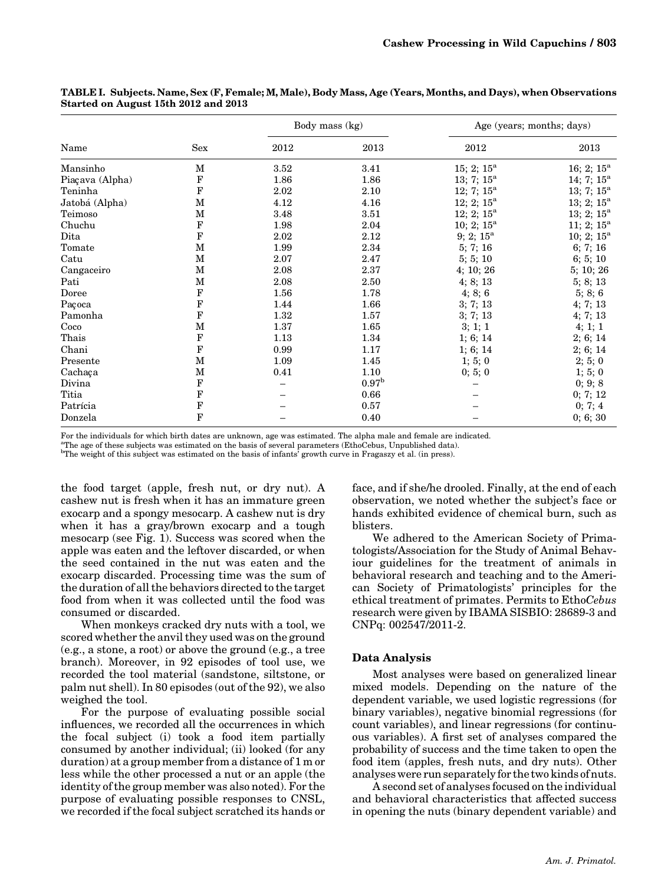**TABLE I. Subjects. Name, Sex (F, Female; M, Male), Body Mass, Age (Years, Months, and Days), when Observations Started on August 15th 2012 and 2013**

| Name | Sex | Body mass (kg) | | Age (years; months; days) | |
|---|---|---|---|---|---|
| | | 2012 | 2013 | 2012 | 2013 |
| Mansinho | M | 3.52 | 3.41 | 15; 2; 15[a] | 16; 2; 15[a] |
| Piaçava (Alpha) | F | 1.86 | 1.86 | 13; 7; 15[a] | 14; 7; 15[a] |
| Teninha | F | 2.02 | 2.10 | 12; 7; 15[a] | 13; 7; 15[a] |
| Jatobá (Alpha) | M | 4.12 | 4.16 | 12; 2; 15[a] | 13; 2; 15[a] |
| Teimoso | M | 3.48 | 3.51 | 12; 2; 15[a] | 13; 2; 15[a] |
| Chuchu | F | 1.98 | 2.04 | 10; 2; 15[a] | 11; 2; 15[a] |
| Dita | F | 2.02 | 2.12 | 9; 2; 15[a] | 10; 2; 15[a] |
| Tomate | M | 1.99 | 2.34 | 5; 7; 16 | 6; 7; 16 |
| Catu | M | 2.07 | 2.47 | 5; 5; 10 | 6; 5; 10 |
| Cangaceiro | M | 2.08 | 2.37 | 4; 10; 26 | 5; 10; 26 |
| Pati | M | 2.08 | 2.50 | 4; 8; 13 | 5; 8; 13 |
| Doree | F | 1.56 | 1.78 | 4; 8; 6 | 5; 8; 6 |
| Paçoca | F | 1.44 | 1.66 | 3; 7; 13 | 4; 7; 13 |
| Pamonha | F | 1.32 | 1.57 | 3; 7; 13 | 4; 7; 13 |
| Coco | M | 1.37 | 1.65 | 3; 1; 1 | 4; 1; 1 |
| Thais | F | 1.13 | 1.34 | 1; 6; 14 | 2; 6; 14 |
| Chani | F | 0.99 | 1.17 | 1; 6; 14 | 2; 6; 14 |
| Presente | M | 1.09 | 1.45 | 1; 5; 0 | 2; 5; 0 |
| Cachaça | M | 0.41 | 1.10 | 0; 5; 0 | 1; 5; 0 |
| Divina | F | – | 0.97[b] | – | 0; 9; 8 |
| Titia | F | – | 0.66 | – | 0; 7; 12 |
| Patrícia | F | – | 0.57 | – | 0; 7; 4 |
| Donzela | F | – | 0.40 | – | 0; 6; 30 |

For the individuals for which birth dates are unknown, age was estimated. The alpha male and female are indicated.
[a]The age of these subjects was estimated on the basis of several parameters (EthoCebus, Unpublished data).
[b]The weight of this subject was estimated on the basis of infants' growth curve in Fragaszy et al. (in press).

the food target (apple, fresh nut, or dry nut). A cashew nut is fresh when it has an immature green exocarp and a spongy mesocarp. A cashew nut is dry when it has a gray/brown exocarp and a tough mesocarp (see Fig. 1). Success was scored when the apple was eaten and the leftover discarded, or when the seed contained in the nut was eaten and the exocarp discarded. Processing time was the sum of the duration of all the behaviors directed to the target food from when it was collected until the food was consumed or discarded.

When monkeys cracked dry nuts with a tool, we scored whether the anvil they used was on the ground (e.g., a stone, a root) or above the ground (e.g., a tree branch). Moreover, in 92 episodes of tool use, we recorded the tool material (sandstone, siltstone, or palm nut shell). In 80 episodes (out of the 92), we also weighed the tool.

For the purpose of evaluating possible social influences, we recorded all the occurrences in which the focal subject (i) took a food item partially consumed by another individual; (ii) looked (for any duration) at a group member from a distance of 1 m or less while the other processed a nut or an apple (the identity of the group member was also noted). For the purpose of evaluating possible responses to CNSL, we recorded if the focal subject scratched its hands or face, and if she/he drooled. Finally, at the end of each observation, we noted whether the subject's face or hands exhibited evidence of chemical burn, such as blisters.

We adhered to the American Society of Primatologists/Association for the Study of Animal Behaviour guidelines for the treatment of animals in behavioral research and teaching and to the American Society of Primatologists' principles for the ethical treatment of primates. Permits to Etho*Cebus* research were given by IBAMA SISBIO: 28689-3 and CNPq: 002547/2011-2.

### Data Analysis

Most analyses were based on generalized linear mixed models. Depending on the nature of the dependent variable, we used logistic regressions (for binary variables), negative binomial regressions (for count variables), and linear regressions (for continuous variables). A first set of analyses compared the probability of success and the time taken to open the food item (apples, fresh nuts, and dry nuts). Other analyses were run separately for the two kinds of nuts.

A second set of analyses focused on the individual and behavioral characteristics that affected success in opening the nuts (binary dependent variable) and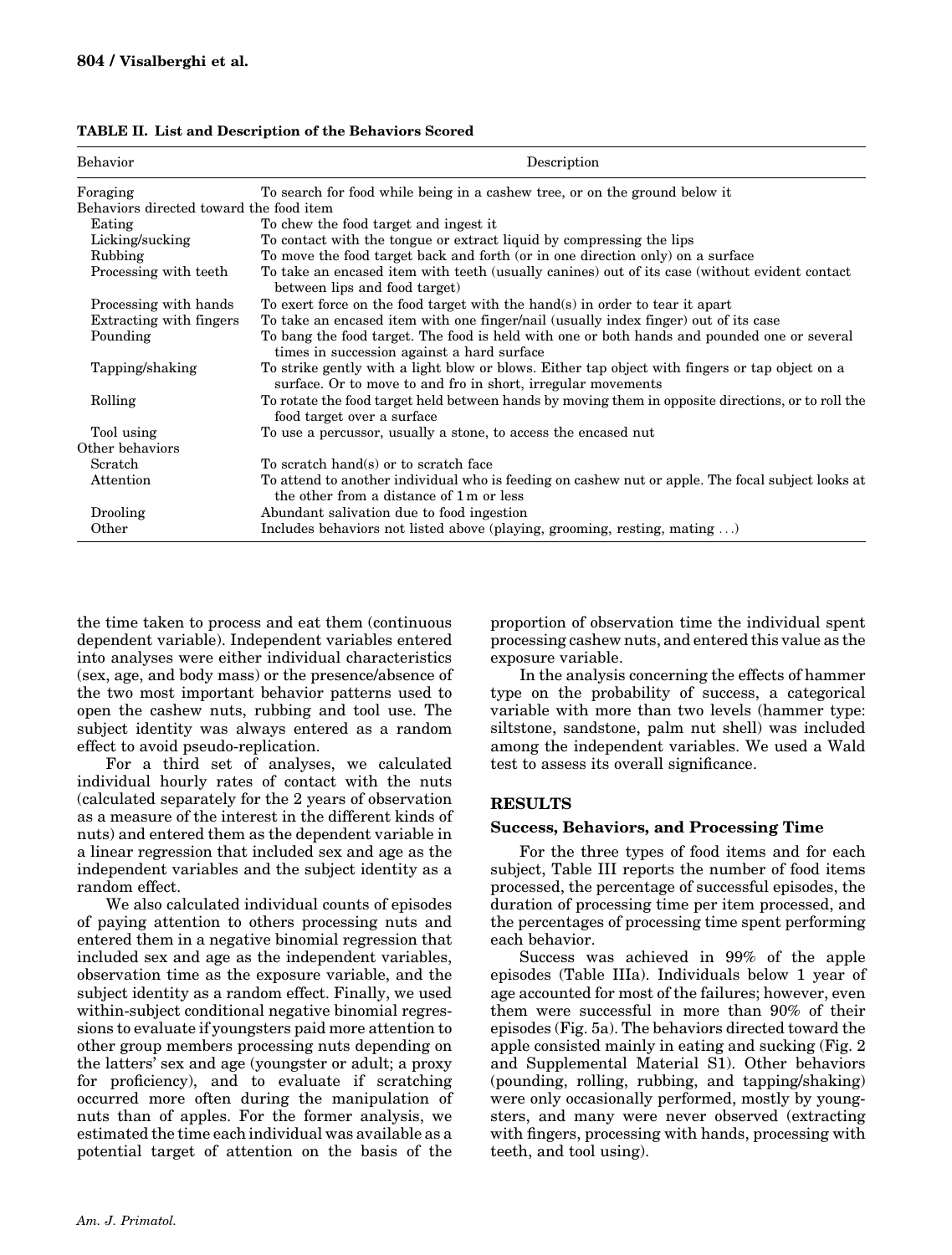**TABLE II. List and Description of the Behaviors Scored**

| Behavior | Description |
|---|---|
| Foraging | To search for food while being in a cashew tree, or on the ground below it |
| Behaviors directed toward the food item | |
| Eating | To chew the food target and ingest it |
| Licking/sucking | To contact with the tongue or extract liquid by compressing the lips |
| Rubbing | To move the food target back and forth (or in one direction only) on a surface |
| Processing with teeth | To take an encased item with teeth (usually canines) out of its case (without evident contact between lips and food target) |
| Processing with hands | To exert force on the food target with the hand(s) in order to tear it apart |
| Extracting with fingers | To take an encased item with one finger/nail (usually index finger) out of its case |
| Pounding | To bang the food target. The food is held with one or both hands and pounded one or several times in succession against a hard surface |
| Tapping/shaking | To strike gently with a light blow or blows. Either tap object with fingers or tap object on a surface. Or to move to and fro in short, irregular movements |
| Rolling | To rotate the food target held between hands by moving them in opposite directions, or to roll the food target over a surface |
| Tool using | To use a percussor, usually a stone, to access the encased nut |
| Other behaviors | |
| Scratch | To scratch hand(s) or to scratch face |
| Attention | To attend to another individual who is feeding on cashew nut or apple. The focal subject looks at the other from a distance of 1 m or less |
| Drooling | Abundant salivation due to food ingestion |
| Other | Includes behaviors not listed above (playing, grooming, resting, mating ...) |

the time taken to process and eat them (continuous dependent variable). Independent variables entered into analyses were either individual characteristics (sex, age, and body mass) or the presence/absence of the two most important behavior patterns used to open the cashew nuts, rubbing and tool use. The subject identity was always entered as a random effect to avoid pseudo-replication.

For a third set of analyses, we calculated individual hourly rates of contact with the nuts (calculated separately for the 2 years of observation as a measure of the interest in the different kinds of nuts) and entered them as the dependent variable in a linear regression that included sex and age as the independent variables and the subject identity as a random effect.

We also calculated individual counts of episodes of paying attention to others processing nuts and entered them in a negative binomial regression that included sex and age as the independent variables, observation time as the exposure variable, and the subject identity as a random effect. Finally, we used within-subject conditional negative binomial regressions to evaluate if youngsters paid more attention to other group members processing nuts depending on the latters' sex and age (youngster or adult; a proxy for proficiency), and to evaluate if scratching occurred more often during the manipulation of nuts than of apples. For the former analysis, we estimated the time each individual was available as a potential target of attention on the basis of the proportion of observation time the individual spent processing cashew nuts, and entered this value as the exposure variable.

In the analysis concerning the effects of hammer type on the probability of success, a categorical variable with more than two levels (hammer type: siltstone, sandstone, palm nut shell) was included among the independent variables. We used a Wald test to assess its overall significance.

## RESULTS

### Success, Behaviors, and Processing Time

For the three types of food items and for each subject, Table III reports the number of food items processed, the percentage of successful episodes, the duration of processing time per item processed, and the percentages of processing time spent performing each behavior.

Success was achieved in 99% of the apple episodes (Table IIIa). Individuals below 1 year of age accounted for most of the failures; however, even them were successful in more than 90% of their episodes (Fig. 5a). The behaviors directed toward the apple consisted mainly in eating and sucking (Fig. 2 and Supplemental Material S1). Other behaviors (pounding, rolling, rubbing, and tapping/shaking) were only occasionally performed, mostly by youngsters, and many were never observed (extracting with fingers, processing with hands, processing with teeth, and tool using).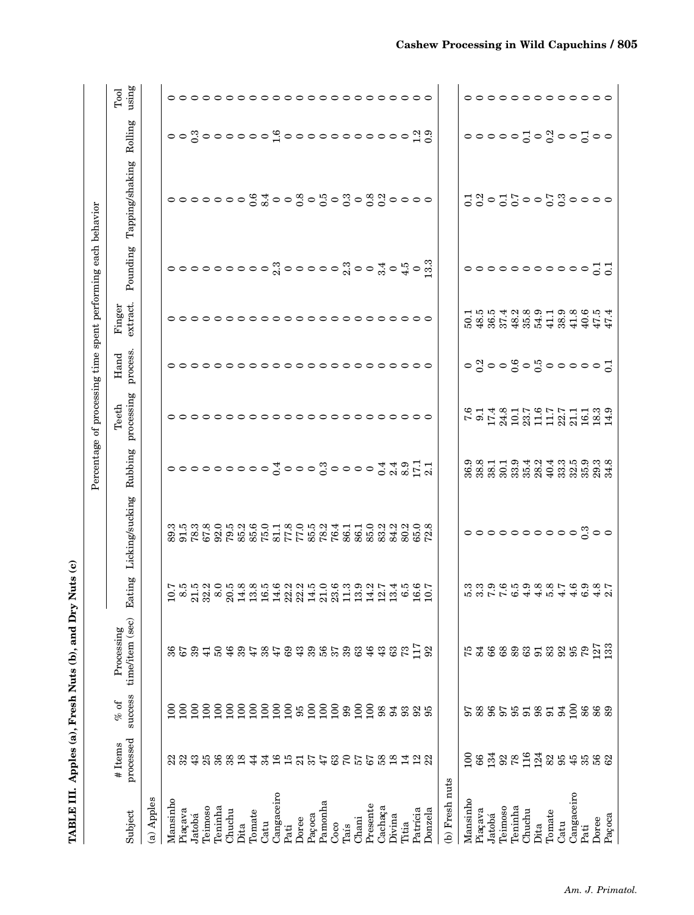**TABLE III. Apples (a), Fresh Nuts (b), and Dry Nuts (c)**

| Subject | # Items processed | % of success | Processing time/item (sec) | Percentage of processing time spent performing each behavior | | | | | | | | | |
|---|---|---|---|---|---|---|---|---|---|---|---|---|---|
| | | | | Eating | Licking/sucking | Rubbing | Teeth processing | Hand process. | Finger extract. | Pounding | Tapping/shaking | Rolling | Tool using |
| (a) Apples | | | | | | | | | | | | | |
| Mansinho | 22 | 100 | 36 | 10.7 | 89.3 | 0 | 0 | 0 | 0 | 0 | 0 | 0 | 0 |
| Piaçava | 32 | 100 | 67 | 8.5 | 91.5 | 0 | 0 | 0 | 0 | 0 | 0 | 0 | 0 |
| Jatobá | 43 | 100 | 39 | 21.5 | 78.3 | 0 | 0 | 0 | 0 | 0 | 0 | 0.3 | 0 |
| Teimoso | 25 | 100 | 41 | 32.2 | 67.8 | 0 | 0 | 0 | 0 | 0 | 0 | 0 | 0 |
| Teninha | 36 | 100 | 50 | 8.0 | 92.0 | 0 | 0 | 0 | 0 | 0 | 0 | 0 | 0 |
| Chuchu | 38 | 100 | 46 | 20.5 | 79.5 | 0 | 0 | 0 | 0 | 0 | 0 | 0 | 0 |
| Dita | 18 | 100 | 39 | 14.8 | 85.2 | 0 | 0 | 0 | 0 | 0 | 0 | 0 | 0 |
| Tomate | 44 | 100 | 47 | 13.8 | 85.6 | 0 | 0 | 0 | 0 | 0 | 0.6 | 0 | 0 |
| Catu | 34 | 100 | 38 | 16.5 | 75.0 | 0 | 0 | 0 | 0 | 0 | 8.4 | 0 | 0 |
| Cangaceiro | 16 | 100 | 47 | 14.6 | 81.1 | 0.4 | 0 | 0 | 0 | 2.3 | 0 | 1.6 | 0 |
| Pati | 15 | 100 | 69 | 22.2 | 77.8 | 0 | 0 | 0 | 0 | 0 | 0 | 0 | 0 |
| Doree | 21 | 95 | 43 | 22.2 | 77.0 | 0 | 0 | 0 | 0 | 0 | 0.8 | 0 | 0 |
| Paçoca | 37 | 100 | 39 | 14.5 | 85.5 | 0 | 0 | 0 | 0 | 0 | 0 | 0 | 0 |
| Pamonha | 47 | 100 | 56 | 21.0 | 78.2 | 0.3 | 0 | 0 | 0 | 0 | 0.5 | 0 | 0 |
| Coco | 63 | 100 | 37 | 23.6 | 76.4 | 0 | 0 | 0 | 0 | 0 | 0 | 0 | 0 |
| Taís | 70 | 99 | 39 | 11.3 | 86.1 | 0 | 0 | 0 | 0 | 2.3 | 0.3 | 0 | 0 |
| Chani | 57 | 100 | 63 | 13.9 | 86.1 | 0 | 0 | 0 | 0 | 0 | 0 | 0 | 0 |
| Presente | 67 | 100 | 46 | 14.2 | 85.0 | 0 | 0 | 0 | 0 | 0 | 0.8 | 0 | 0 |
| Cachaça | 58 | 98 | 43 | 12.7 | 83.2 | 0.4 | 0 | 0 | 0 | 3.4 | 0.2 | 0 | 0 |
| Divina | 18 | 94 | 63 | 13.4 | 84.2 | 2.4 | 0 | 0 | 0 | 0 | 0 | 0 | 0 |
| Titia | 14 | 93 | 73 | 6.5 | 80.2 | 8.9 | 0 | 0 | 0 | 4.5 | 0 | 0 | 0 |
| Patrícia | 12 | 92 | 117 | 16.6 | 65.0 | 17.1 | 0 | 0 | 0 | 0 | 0 | 1.2 | 0 |
| Donzela | 22 | 95 | 92 | 10.7 | 72.8 | 2.1 | 0 | 0 | 0 | 13.3 | 0 | 0.9 | 0 |
| (b) Fresh nuts | | | | | | | | | | | | | |
| Mansinho | 100 | 97 | 75 | 5.3 | 0 | 36.9 | 7.6 | 0 | 50.1 | 0 | 0.1 | 0 | 0 |
| Piaçava | 66 | 88 | 84 | 3.3 | 0 | 38.8 | 9.1 | 0.2 | 48.5 | 0 | 0.2 | 0 | 0 |
| Jatobá | 134 | 96 | 66 | 7.9 | 0 | 38.1 | 17.4 | 0 | 36.5 | 0 | 0 | 0 | 0 |
| Teimoso | 92 | 97 | 68 | 7.6 | 0 | 30.1 | 24.8 | 0 | 37.4 | 0 | 0.1 | 0 | 0 |
| Teninha | 78 | 95 | 89 | 6.5 | 0 | 33.9 | 10.1 | 0.6 | 48.2 | 0 | 0.7 | 0 | 0 |
| Chuchu | 116 | 91 | 63 | 4.9 | 0 | 35.4 | 23.7 | 0 | 35.8 | 0 | 0 | 0.1 | 0 |
| Dita | 124 | 98 | 91 | 4.8 | 0 | 28.2 | 11.6 | 0.5 | 54.9 | 0 | 0 | 0 | 0 |
| Tomate | 82 | 91 | 83 | 5.8 | 0 | 40.4 | 11.7 | 0 | 41.1 | 0 | 0.7 | 0.2 | 0 |
| Catu | 95 | 94 | 92 | 4.7 | 0 | 33.3 | 22.7 | 0 | 38.9 | 0 | 0.3 | 0 | 0 |
| Cangaceiro | 45 | 100 | 95 | 4.6 | 0 | 32.5 | 21.1 | 0 | 41.8 | 0 | 0 | 0 | 0 |
| Pati | 35 | 86 | 79 | 6.9 | 0.3 | 35.9 | 16.1 | 0 | 40.6 | 0 | 0 | 0.1 | 0 |
| Doree | 56 | 86 | 127 | 4.8 | 0 | 29.3 | 18.3 | 0 | 47.5 | 0.1 | 0 | 0 | 0 |
| Paçoca | 62 | 89 | 133 | 2.7 | 0 | 34.8 | 14.9 | 0.1 | 47.4 | 0.1 | 0 | 0 | 0 |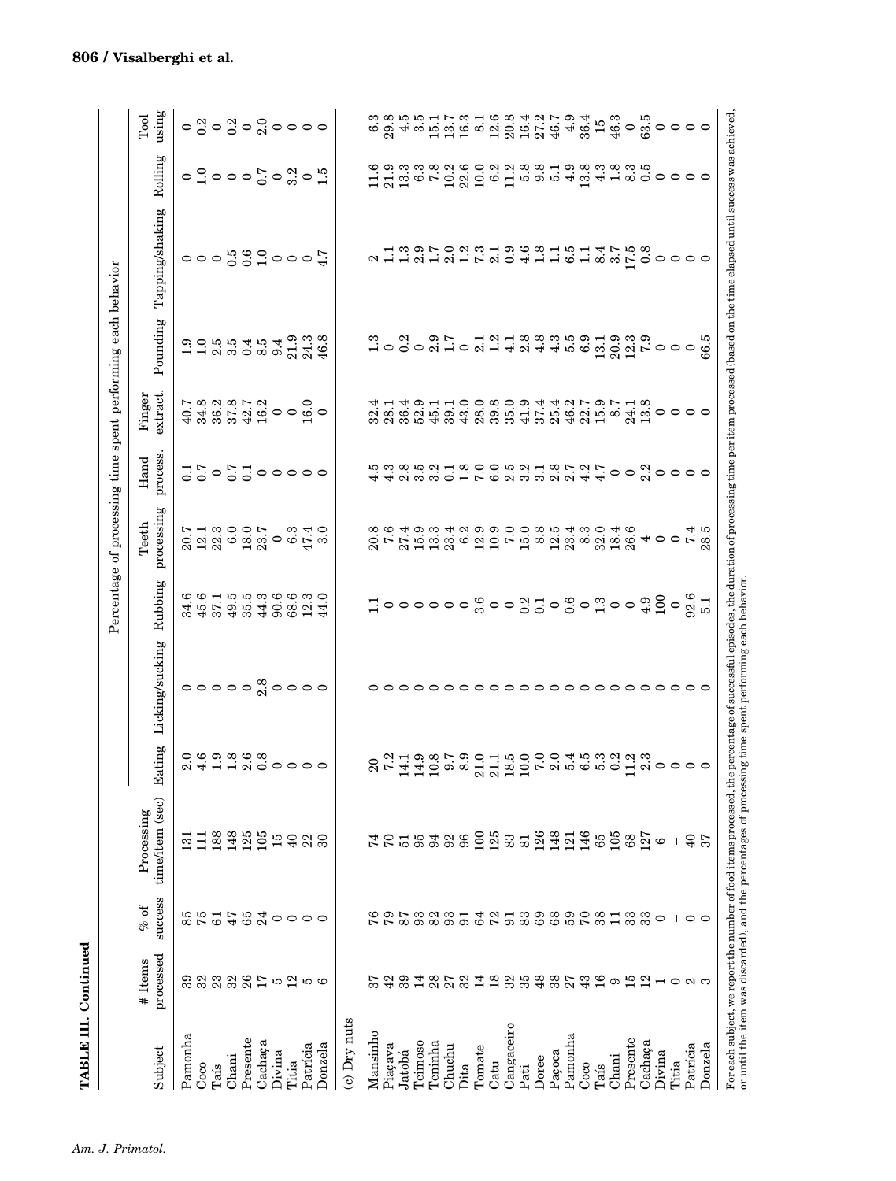**TABLE III. Continued**

| Subject | # Items processed | % of success | Processing time/item (sec) | Percentage of processing time spent performing each behavior | | | | | | | | | |
|---|---|---|---|---|---|---|---|---|---|---|---|---|---|
| | | | | Eating | Licking/sucking | Rubbing | Teeth processing | Hand process. | Finger extract. | Pounding | Tapping/shaking | Rolling | Tool using |
| Pamonha | 39 | 85 | 131 | 2.0 | 0 | 34.6 | 20.7 | 0.1 | 40.7 | 1.9 | 0 | 0 | 0 |
| Coco | 32 | 75 | 111 | 4.6 | 0 | 45.6 | 12.1 | 0.7 | 34.8 | 1.0 | 0 | 1.0 | 0.2 |
| Taís | 23 | 61 | 188 | 1.9 | 0 | 37.1 | 22.3 | 0 | 36.2 | 2.5 | 0 | 0 | 0 |
| Chani | 32 | 47 | 148 | 1.8 | 0 | 49.5 | 6.0 | 0.7 | 37.8 | 3.5 | 0.5 | 0 | 0.2 |
| Presente | 26 | 65 | 125 | 2.6 | 0 | 35.5 | 18.0 | 0.1 | 42.7 | 0.4 | 0.6 | 0 | 0 |
| Cachaça | 17 | 24 | 105 | 0.8 | 2.8 | 44.3 | 23.7 | 0 | 16.2 | 8.5 | 1.0 | 0.7 | 2.0 |
| Divina | 5 | 0 | 15 | 0 | 0 | 90.6 | 0 | 0 | 0 | 9.4 | 0 | 0 | 0 |
| Titia | 12 | 0 | 40 | 0 | 0 | 68.6 | 6.3 | 0 | 0 | 21.9 | 0 | 3.2 | 0 |
| Patrícia | 5 | 0 | 22 | 0 | 0 | 12.3 | 47.4 | 0 | 16.0 | 24.3 | 0 | 0 | 0 |
| Donzela | 6 | 0 | 30 | 0 | 0 | 44.0 | 3.0 | 0 | 0 | 46.8 | 4.7 | 1.5 | 0 |
| (c) Dry nuts | | | | | | | | | | | | | |
| Mansinho | 37 | 76 | 74 | 20 | 0 | 1.1 | 20.8 | 4.5 | 32.4 | 1.3 | 2 | 11.6 | 6.3 |
| Piaçava | 42 | 79 | 70 | 7.2 | 0 | 0 | 7.6 | 4.3 | 28.1 | 0 | 1.1 | 21.9 | 29.8 |
| Jatobá | 39 | 87 | 51 | 14.1 | 0 | 0 | 27.4 | 2.8 | 36.4 | 0.2 | 1.3 | 13.3 | 4.5 |
| Teimoso | 14 | 93 | 95 | 14.9 | 0 | 0 | 15.9 | 3.5 | 52.9 | 0 | 2.9 | 6.3 | 3.5 |
| Teninha | 28 | 82 | 94 | 10.8 | 0 | 0 | 13.3 | 3.2 | 45.1 | 2.9 | 1.7 | 7.8 | 15.1 |
| Chuchu | 27 | 93 | 92 | 9.7 | 0 | 0 | 23.4 | 0.1 | 39.1 | 1.7 | 2.0 | 10.2 | 13.7 |
| Dita | 32 | 91 | 96 | 8.9 | 0 | 0 | 6.2 | 1.8 | 43.0 | 0 | 1.2 | 22.6 | 16.3 |
| Tomate | 14 | 64 | 100 | 21.0 | 0 | 3.6 | 12.9 | 7.0 | 28.0 | 2.1 | 7.3 | 10.0 | 8.1 |
| Catu | 18 | 72 | 125 | 21.1 | 0 | 0 | 10.9 | 6.0 | 39.8 | 1.2 | 2.1 | 6.2 | 12.6 |
| Cangaceiro | 32 | 91 | 83 | 18.5 | 0 | 0 | 7.0 | 2.5 | 35.0 | 4.1 | 0.9 | 11.2 | 20.8 |
| Pati | 35 | 83 | 81 | 10.0 | 0 | 0.2 | 15.0 | 3.2 | 41.9 | 2.8 | 4.6 | 5.8 | 16.4 |
| Doree | 48 | 69 | 126 | 7.0 | 0 | 0.1 | 8.8 | 3.1 | 37.4 | 4.8 | 1.8 | 9.8 | 27.2 |
| Paçoca | 38 | 68 | 148 | 2.0 | 0 | 0 | 12.5 | 2.8 | 25.4 | 4.3 | 1.1 | 5.1 | 46.7 |
| Pamonha | 27 | 59 | 121 | 5.4 | 0 | 0.6 | 23.4 | 2.7 | 46.2 | 5.5 | 6.5 | 4.9 | 4.9 |
| Coco | 43 | 70 | 146 | 6.5 | 0 | 0 | 8.3 | 4.2 | 22.7 | 6.9 | 1.1 | 13.8 | 36.4 |
| Taís | 16 | 38 | 65 | 5.3 | 0 | 1.3 | 32.0 | 4.7 | 15.9 | 13.1 | 8.4 | 4.3 | 15 |
| Chani | 9 | 11 | 105 | 0.2 | 0 | 0 | 18.4 | 0 | 8.7 | 20.9 | 3.7 | 1.8 | 46.3 |
| Presente | 15 | 33 | 68 | 11.2 | 0 | 0 | 26.6 | 0 | 24.1 | 12.3 | 17.5 | 8.3 | 0 |
| Cachaça | 12 | 33 | 127 | 2.3 | 0 | 4.9 | 4 | 2.2 | 13.8 | 7.9 | 0.8 | 0.5 | 63.5 |
| Divina | 1 | 0 | 6 | 0 | 0 | 100 | 0 | 0 | 0 | 0 | 0 | 0 | 0 |
| Titia | 0 | – | – | 0 | 0 | 0 | 0 | 0 | 0 | 0 | 0 | 0 | 0 |
| Patrícia | 2 | 0 | 40 | 0 | 0 | 92.6 | 7.4 | 0 | 0 | 0 | 0 | 0 | 0 |
| Donzela | 3 | 0 | 37 | 0 | 0 | 5.1 | 28.5 | 0 | 0 | 66.5 | 0 | 0 | 0 |

For each subject, we report the number of food items processed, the percentage of successful episodes, the duration of processing time per item processed (based on the time elapsed until success was achieved, or until the item was discarded), and the percentages of processing time spent performing each behavior.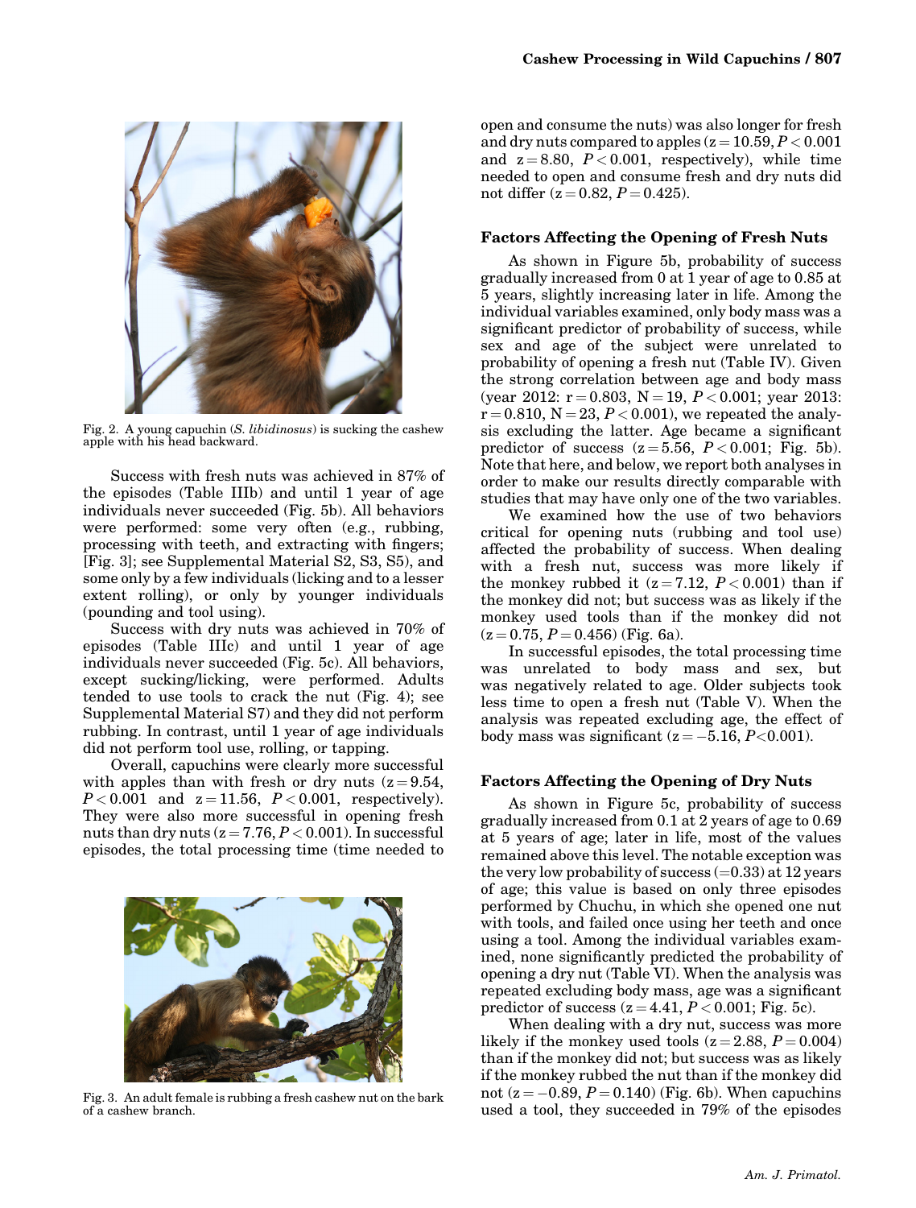Fig. 2. A young capuchin (*S. libidinosus*) is sucking the cashew apple with his head backward.

Success with fresh nuts was achieved in 87% of the episodes (Table IIIb) and until 1 year of age individuals never succeeded (Fig. 5b). All behaviors were performed: some very often (e.g., rubbing, processing with teeth, and extracting with fingers; [Fig. 3]; see Supplemental Material S2, S3, S5), and some only by a few individuals (licking and to a lesser extent rolling), or only by younger individuals (pounding and tool using).

Success with dry nuts was achieved in 70% of episodes (Table IIIc) and until 1 year of age individuals never succeeded (Fig. 5c). All behaviors, except sucking/licking, were performed. Adults tended to use tools to crack the nut (Fig. 4); see Supplemental Material S7) and they did not perform rubbing. In contrast, until 1 year of age individuals did not perform tool use, rolling, or tapping.

Overall, capuchins were clearly more successful with apples than with fresh or dry nuts ($z = 9.54$, $P < 0.001$ and $z = 11.56$, $P < 0.001$, respectively). They were also more successful in opening fresh nuts than dry nuts ($z = 7.76$, $P < 0.001$). In successful episodes, the total processing time (time needed to open and consume the nuts) was also longer for fresh and dry nuts compared to apples ($z = 10.59$, $P < 0.001$ and $z = 8.80$, $P < 0.001$, respectively), while time needed to open and consume fresh and dry nuts did not differ ($z = 0.82$, $P = 0.425$).

Fig. 3. An adult female is rubbing a fresh cashew nut on the bark of a cashew branch.

## Factors Affecting the Opening of Fresh Nuts

As shown in Figure 5b, probability of success gradually increased from 0 at 1 year of age to 0.85 at 5 years, slightly increasing later in life. Among the individual variables examined, only body mass was a significant predictor of probability of success, while sex and age of the subject were unrelated to probability of opening a fresh nut (Table IV). Given the strong correlation between age and body mass (year 2012: $r = 0.803$, $N = 19$, $P < 0.001$; year 2013: $r = 0.810$, $N = 23$, $P < 0.001$), we repeated the analysis excluding the latter. Age became a significant predictor of success ($z = 5.56$, $P < 0.001$; Fig. 5b). Note that here, and below, we report both analyses in order to make our results directly comparable with studies that may have only one of the two variables.

We examined how the use of two behaviors critical for opening nuts (rubbing and tool use) affected the probability of success. When dealing with a fresh nut, success was more likely if the monkey rubbed it ($z = 7.12$, $P < 0.001$) than if the monkey did not; but success was as likely if the monkey used tools than if the monkey did not ($z = 0.75$, $P = 0.456$) (Fig. 6a).

In successful episodes, the total processing time was unrelated to body mass and sex, but was negatively related to age. Older subjects took less time to open a fresh nut (Table V). When the analysis was repeated excluding age, the effect of body mass was significant ($z = -5.16$, $P < 0.001$).

## Factors Affecting the Opening of Dry Nuts

As shown in Figure 5c, probability of success gradually increased from 0.1 at 2 years of age to 0.69 at 5 years of age; later in life, most of the values remained above this level. The notable exception was the very low probability of success (=0.33) at 12 years of age; this value is based on only three episodes performed by Chuchu, in which she opened one nut with tools, and failed once using her teeth and once using a tool. Among the individual variables examined, none significantly predicted the probability of opening a dry nut (Table VI). When the analysis was repeated excluding body mass, age was a significant predictor of success ($z = 4.41$, $P < 0.001$; Fig. 5c).

When dealing with a dry nut, success was more likely if the monkey used tools ($z = 2.88$, $P = 0.004$) than if the monkey did not; but success was as likely if the monkey rubbed the nut than if the monkey did not ($z = -0.89$, $P = 0.140$) (Fig. 6b). When capuchins used a tool, they succeeded in 79% of the episodes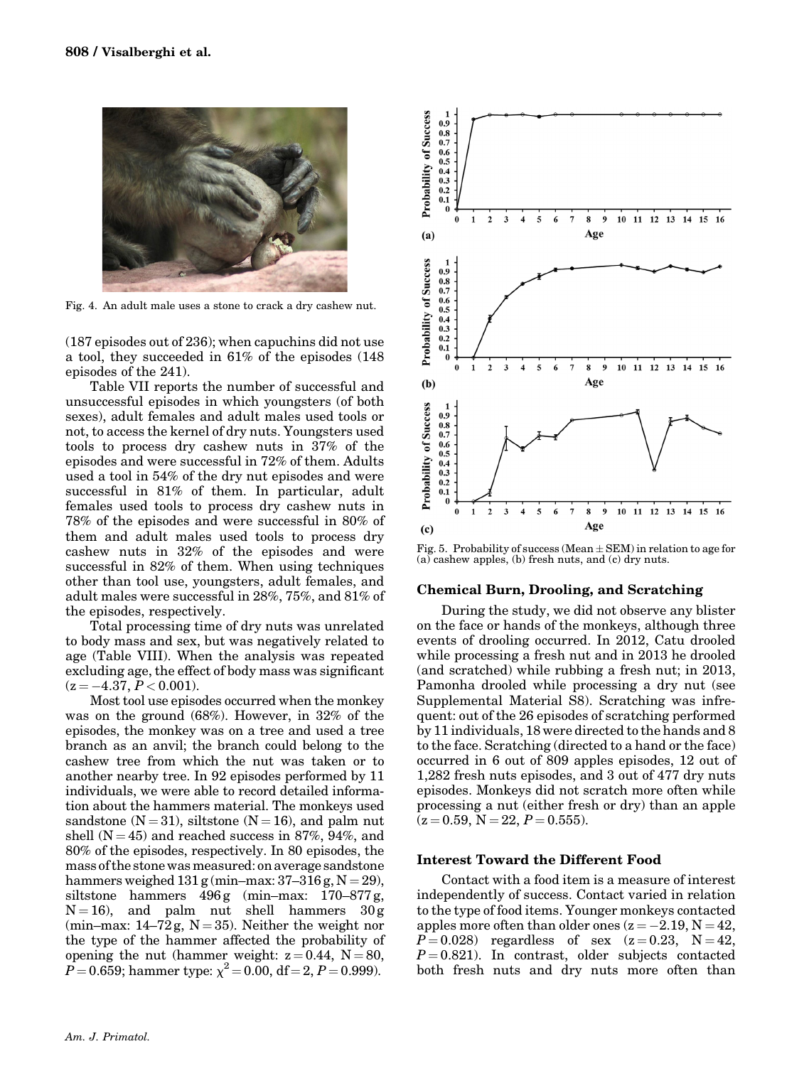Fig. 4. An adult male uses a stone to crack a dry cashew nut.

(187 episodes out of 236); when capuchins did not use a tool, they succeeded in 61% of the episodes (148 episodes of the 241).

Table VII reports the number of successful and unsuccessful episodes in which youngsters (of both sexes), adult females and adult males used tools or not, to access the kernel of dry nuts. Youngsters used tools to process dry cashew nuts in 37% of the episodes and were successful in 72% of them. Adults used a tool in 54% of the dry nut episodes and were successful in 81% of them. In particular, adult females used tools to process dry cashew nuts in 78% of the episodes and were successful in 80% of them and adult males used tools to process dry cashew nuts in 32% of the episodes and were successful in 82% of them. When using techniques other than tool use, youngsters, adult females, and adult males were successful in 28%, 75%, and 81% of the episodes, respectively.

Total processing time of dry nuts was unrelated to body mass and sex, but was negatively related to age (Table VIII). When the analysis was repeated excluding age, the effect of body mass was significant ($z = -4.37$, $P < 0.001$).

Most tool use episodes occurred when the monkey was on the ground (68%). However, in 32% of the episodes, the monkey was on a tree and used a tree branch as an anvil; the branch could belong to the cashew tree from which the nut was taken or to another nearby tree. In 92 episodes performed by 11 individuals, we were able to record detailed information about the hammers material. The monkeys used sandstone ($N = 31$), siltstone ($N = 16$), and palm nut shell ($N = 45$) and reached success in 87%, 94%, and 80% of the episodes, respectively. In 80 episodes, the mass of the stone was measured: on average sandstone hammers weighed 131 g (min–max: 37–316 g, $N = 29$), siltstone hammers 496 g (min–max: 170–877 g, $N = 16$), and palm nut shell hammers 30 g (min–max: 14–72 g, $N = 35$). Neither the weight nor the type of the hammer affected the probability of opening the nut (hammer weight: $z = 0.44$, $N = 80$, $P = 0.659$; hammer type: $\chi^2 = 0.00$, $df = 2$, $P = 0.999$).

Fig. 5. Probability of success (Mean ± SEM) in relation to age for (a) cashew apples, (b) fresh nuts, and (c) dry nuts.

## Chemical Burn, Drooling, and Scratching

During the study, we did not observe any blister on the face or hands of the monkeys, although three events of drooling occurred. In 2012, Catu drooled while processing a fresh nut and in 2013 he drooled (and scratched) while rubbing a fresh nut; in 2013, Pamonha drooled while processing a dry nut (see Supplemental Material S8). Scratching was infrequent: out of the 26 episodes of scratching performed by 11 individuals, 18 were directed to the hands and 8 to the face. Scratching (directed to a hand or the face) occurred in 6 out of 809 apples episodes, 12 out of 1,282 fresh nuts episodes, and 3 out of 477 dry nuts episodes. Monkeys did not scratch more often while processing a nut (either fresh or dry) than an apple ($z = 0.59$, $N = 22$, $P = 0.555$).

## Interest Toward the Different Food

Contact with a food item is a measure of interest independently of success. Contact varied in relation to the type of food items. Younger monkeys contacted apples more often than older ones ($z = -2.19$, $N = 42$, $P = 0.028$) regardless of sex ($z = 0.23$, $N = 42$, $P = 0.821$). In contrast, older subjects contacted both fresh nuts and dry nuts more often than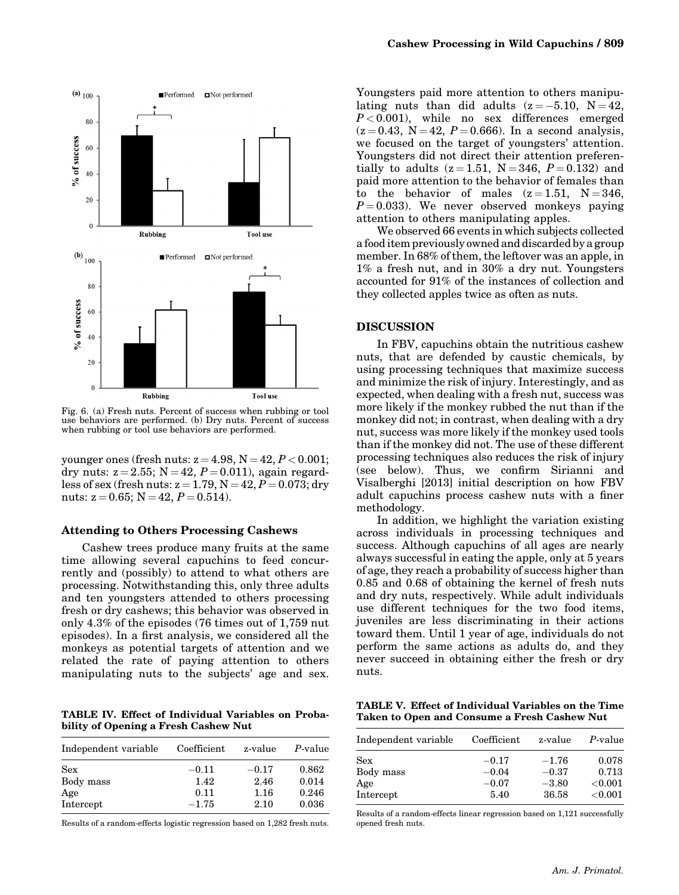Fig. 6. (a) Fresh nuts. Percent of success when rubbing or tool use behaviors are performed. (b) Dry nuts. Percent of success when rubbing or tool use behaviors are performed.

younger ones (fresh nuts: $z = 4.98$, $N = 42$, $P < 0.001$; dry nuts: $z = 2.55$; $N = 42$, $P = 0.011$), again regardless of sex (fresh nuts: $z = 1.79$, $N = 42$, $P = 0.073$; dry nuts: $z = 0.65$; $N = 42$, $P = 0.514$).

### Attending to Others Processing Cashews

Cashew trees produce many fruits at the same time allowing several capuchins to feed concurrently and (possibly) to attend to what others are processing. Notwithstanding this, only three adults and ten youngsters attended to others processing fresh or dry cashews; this behavior was observed in only 4.3% of the episodes (76 times out of 1,759 nut episodes). In a first analysis, we considered all the monkeys as potential targets of attention and we related the rate of paying attention to others manipulating nuts to the subjects' age and sex. Youngsters paid more attention to others manipulating nuts than did adults ($z = -5.10$, $N = 42$, $P < 0.001$), while no sex differences emerged ($z = 0.43$, $N = 42$, $P = 0.666$). In a second analysis, we focused on the target of youngsters' attention. Youngsters did not direct their attention preferentially to adults ($z = 1.51$, $N = 346$, $P = 0.132$) and paid more attention to the behavior of females than to the behavior of males ($z = 1.51$, $N = 346$, $P = 0.033$). We never observed monkeys paying attention to others manipulating apples.

We observed 66 events in which subjects collected a food item previously owned and discarded by a group member. In 68% of them, the leftover was an apple, in 1% a fresh nut, and in 30% a dry nut. Youngsters accounted for 91% of the instances of collection and they collected apples twice as often as nuts.

**TABLE IV. Effect of Individual Variables on Probability of Opening a Fresh Cashew Nut**

| Independent variable | Coefficient | z-value | P-value |
|---|---|---|---|
| Sex | −0.11 | −0.17 | 0.862 |
| Body mass | 1.42 | 2.46 | 0.014 |
| Age | 0.11 | 1.16 | 0.246 |
| Intercept | −1.75 | 2.10 | 0.036 |

Results of a random-effects logistic regression based on 1,282 fresh nuts.

## DISCUSSION

In FBV, capuchins obtain the nutritious cashew nuts, that are defended by caustic chemicals, by using processing techniques that maximize success and minimize the risk of injury. Interestingly, and as expected, when dealing with a fresh nut, success was more likely if the monkey rubbed the nut than if the monkey did not; in contrast, when dealing with a dry nut, success was more likely if the monkey used tools than if the monkey did not. The use of these different processing techniques also reduces the risk of injury (see below). Thus, we confirm Sirianni and Visalberghi [2013] initial description on how FBV adult capuchins process cashew nuts with a finer methodology.

In addition, we highlight the variation existing across individuals in processing techniques and success. Although capuchins of all ages are nearly always successful in eating the apple, only at 5 years of age, they reach a probability of success higher than 0.85 and 0.68 of obtaining the kernel of fresh nuts and dry nuts, respectively. While adult individuals use different techniques for the two food items, juveniles are less discriminating in their actions toward them. Until 1 year of age, individuals do not perform the same actions as adults do, and they never succeed in obtaining either the fresh or dry nuts.

**TABLE V. Effect of Individual Variables on the Time Taken to Open and Consume a Fresh Cashew Nut**

| Independent variable | Coefficient | z-value | P-value |
|---|---|---|---|
| Sex | −0.17 | −1.76 | 0.078 |
| Body mass | −0.04 | −0.37 | 0.713 |
| Age | −0.07 | −3.80 | <0.001 |
| Intercept | 5.40 | 36.58 | <0.001 |

Results of a random-effects linear regression based on 1,121 successfully opened fresh nuts.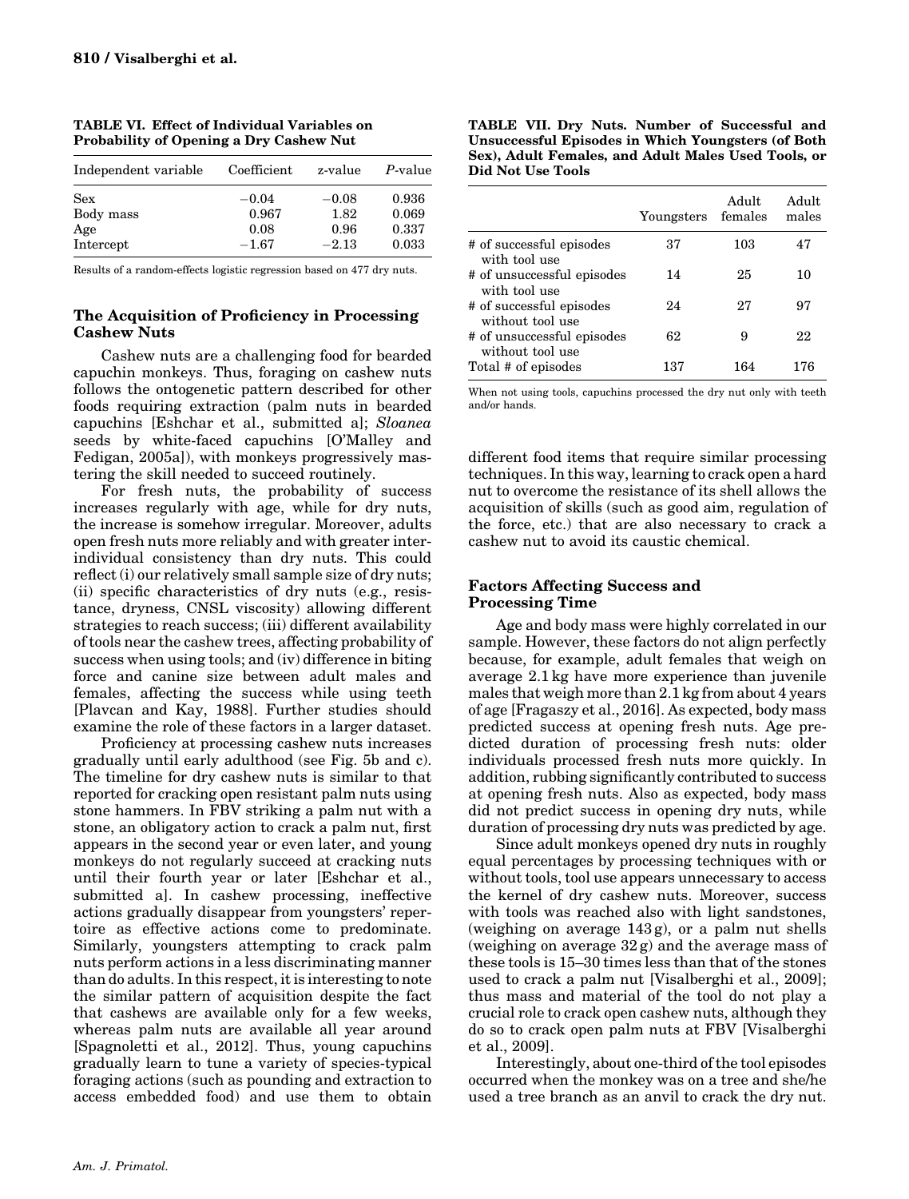**TABLE VI. Effect of Individual Variables on Probability of Opening a Dry Cashew Nut**

| Independent variable | Coefficient | z-value | *P*-value |
|---|---|---|---|
| Sex | −0.04 | −0.08 | 0.936 |
| Body mass | 0.967 | 1.82 | 0.069 |
| Age | 0.08 | 0.96 | 0.337 |
| Intercept | −1.67 | −2.13 | 0.033 |

Results of a random-effects logistic regression based on 477 dry nuts.

**TABLE VII. Dry Nuts. Number of Successful and Unsuccessful Episodes in Which Youngsters (of Both Sex), Adult Females, and Adult Males Used Tools, or Did Not Use Tools**

| | Youngsters | Adult females | Adult males |
|---|---|---|---|
| # of successful episodes with tool use | 37 | 103 | 47 |
| # of unsuccessful episodes with tool use | 14 | 25 | 10 |
| # of successful episodes without tool use | 24 | 27 | 97 |
| # of unsuccessful episodes without tool use | 62 | 9 | 22 |
| Total # of episodes | 137 | 164 | 176 |

When not using tools, capuchins processed the dry nut only with teeth and/or hands.

## The Acquisition of Proficiency in Processing Cashew Nuts

Cashew nuts are a challenging food for bearded capuchin monkeys. Thus, foraging on cashew nuts follows the ontogenetic pattern described for other foods requiring extraction (palm nuts in bearded capuchins [Eshchar et al., submitted a]; *Sloanea* seeds by white-faced capuchins [O'Malley and Fedigan, 2005a]), with monkeys progressively mastering the skill needed to succeed routinely.

For fresh nuts, the probability of success increases regularly with age, while for dry nuts, the increase is somehow irregular. Moreover, adults open fresh nuts more reliably and with greater inter-individual consistency than dry nuts. This could reflect (i) our relatively small sample size of dry nuts; (ii) specific characteristics of dry nuts (e.g., resistance, dryness, CNSL viscosity) allowing different strategies to reach success; (iii) different availability of tools near the cashew trees, affecting probability of success when using tools; and (iv) difference in biting force and canine size between adult males and females, affecting the success while using teeth [Plavcan and Kay, 1988]. Further studies should examine the role of these factors in a larger dataset.

Proficiency at processing cashew nuts increases gradually until early adulthood (see Fig. 5b and c). The timeline for dry cashew nuts is similar to that reported for cracking open resistant palm nuts using stone hammers. In FBV striking a palm nut with a stone, an obligatory action to crack a palm nut, first appears in the second year or even later, and young monkeys do not regularly succeed at cracking nuts until their fourth year or later [Eshchar et al., submitted a]. In cashew processing, ineffective actions gradually disappear from youngsters' repertoire as effective actions come to predominate. Similarly, youngsters attempting to crack palm nuts perform actions in a less discriminating manner than do adults. In this respect, it is interesting to note the similar pattern of acquisition despite the fact that cashews are available only for a few weeks, whereas palm nuts are available all year around [Spagnoletti et al., 2012]. Thus, young capuchins gradually learn to tune a variety of species-typical foraging actions (such as pounding and extraction to access embedded food) and use them to obtain different food items that require similar processing techniques. In this way, learning to crack open a hard nut to overcome the resistance of its shell allows the acquisition of skills (such as good aim, regulation of the force, etc.) that are also necessary to crack a cashew nut to avoid its caustic chemical.

## Factors Affecting Success and Processing Time

Age and body mass were highly correlated in our sample. However, these factors do not align perfectly because, for example, adult females that weigh on average 2.1 kg have more experience than juvenile males that weigh more than 2.1 kg from about 4 years of age [Fragaszy et al., 2016]. As expected, body mass predicted success at opening fresh nuts. Age predicted duration of processing fresh nuts: older individuals processed fresh nuts more quickly. In addition, rubbing significantly contributed to success at opening fresh nuts. Also as expected, body mass did not predict success in opening dry nuts, while duration of processing dry nuts was predicted by age.

Since adult monkeys opened dry nuts in roughly equal percentages by processing techniques with or without tools, tool use appears unnecessary to access the kernel of dry cashew nuts. Moreover, success with tools was reached also with light sandstones, (weighing on average 143 g), or a palm nut shells (weighing on average 32 g) and the average mass of these tools is 15–30 times less than that of the stones used to crack a palm nut [Visalberghi et al., 2009]; thus mass and material of the tool do not play a crucial role to crack open cashew nuts, although they do so to crack open palm nuts at FBV [Visalberghi et al., 2009].

Interestingly, about one-third of the tool episodes occurred when the monkey was on a tree and she/he used a tree branch as an anvil to crack the dry nut.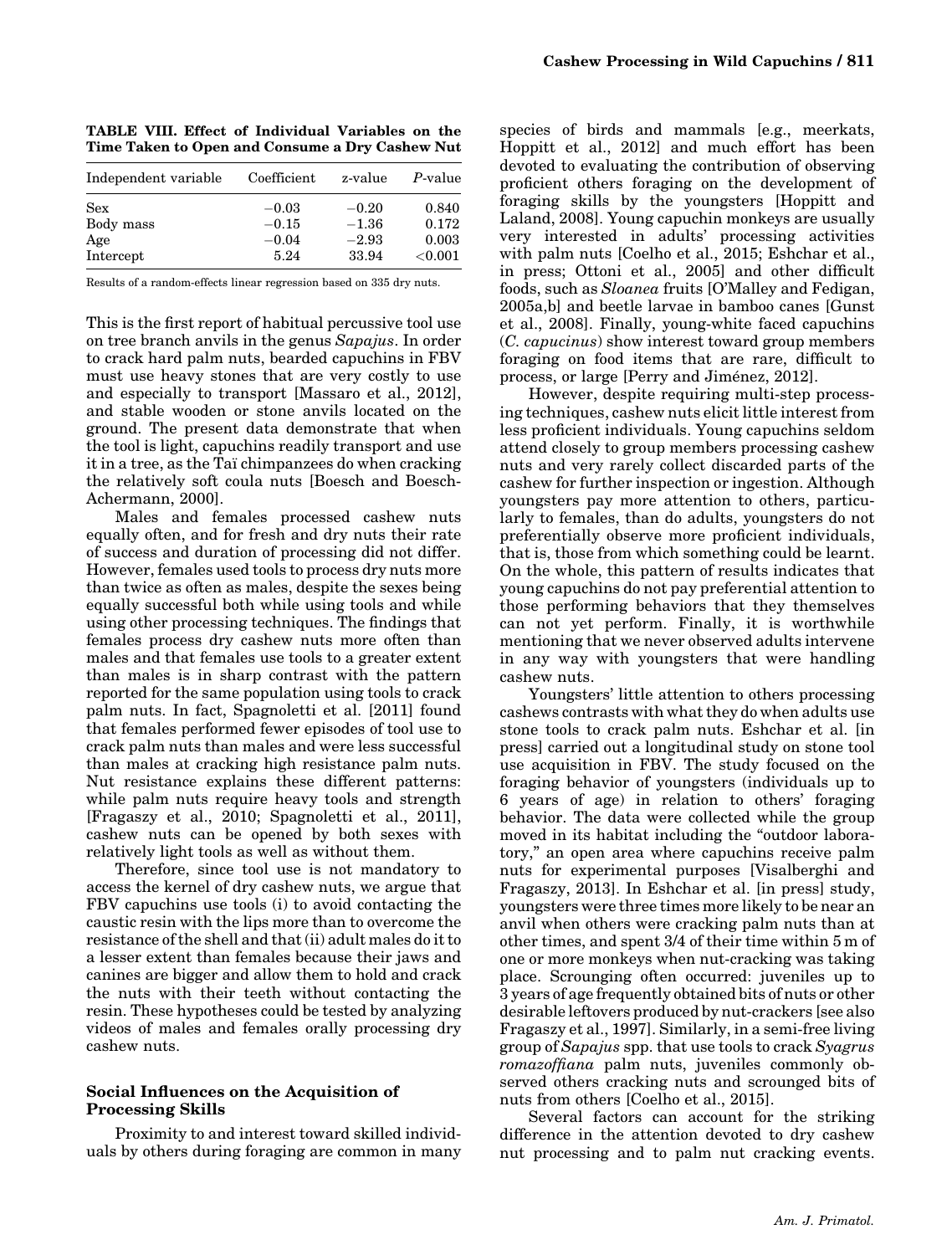**TABLE VIII. Effect of Individual Variables on the Time Taken to Open and Consume a Dry Cashew Nut**

| Independent variable | Coefficient | z-value | *P*-value |
|---|---|---|---|
| Sex | −0.03 | −0.20 | 0.840 |
| Body mass | −0.15 | −1.36 | 0.172 |
| Age | −0.04 | −2.93 | 0.003 |
| Intercept | 5.24 | 33.94 | <0.001 |

Results of a random-effects linear regression based on 335 dry nuts.

This is the first report of habitual percussive tool use on tree branch anvils in the genus *Sapajus*. In order to crack hard palm nuts, bearded capuchins in FBV must use heavy stones that are very costly to use and especially to transport [Massaro et al., 2012], and stable wooden or stone anvils located on the ground. The present data demonstrate that when the tool is light, capuchins readily transport and use it in a tree, as the Taï chimpanzees do when cracking the relatively soft coula nuts [Boesch and Boesch-Achermann, 2000].

Males and females processed cashew nuts equally often, and for fresh and dry nuts their rate of success and duration of processing did not differ. However, females used tools to process dry nuts more than twice as often as males, despite the sexes being equally successful both while using tools and while using other processing techniques. The findings that females process dry cashew nuts more often than males and that females use tools to a greater extent than males is in sharp contrast with the pattern reported for the same population using tools to crack palm nuts. In fact, Spagnoletti et al. [2011] found that females performed fewer episodes of tool use to crack palm nuts than males and were less successful than males at cracking high resistance palm nuts. Nut resistance explains these different patterns: while palm nuts require heavy tools and strength [Fragaszy et al., 2010; Spagnoletti et al., 2011], cashew nuts can be opened by both sexes with relatively light tools as well as without them.

Therefore, since tool use is not mandatory to access the kernel of dry cashew nuts, we argue that FBV capuchins use tools (i) to avoid contacting the caustic resin with the lips more than to overcome the resistance of the shell and that (ii) adult males do it to a lesser extent than females because their jaws and canines are bigger and allow them to hold and crack the nuts with their teeth without contacting the resin. These hypotheses could be tested by analyzing videos of males and females orally processing dry cashew nuts.

### Social Influences on the Acquisition of Processing Skills

Proximity to and interest toward skilled individuals by others during foraging are common in many species of birds and mammals [e.g., meerkats, Hoppitt et al., 2012] and much effort has been devoted to evaluating the contribution of observing proficient others foraging on the development of foraging skills by the youngsters [Hoppitt and Laland, 2008]. Young capuchin monkeys are usually very interested in adults' processing activities with palm nuts [Coelho et al., 2015; Eshchar et al., in press; Ottoni et al., 2005] and other difficult foods, such as *Sloanea* fruits [O'Malley and Fedigan, 2005a,b] and beetle larvae in bamboo canes [Gunst et al., 2008]. Finally, young-white faced capuchins (*C. capucinus*) show interest toward group members foraging on food items that are rare, difficult to process, or large [Perry and Jiménez, 2012].

However, despite requiring multi-step processing techniques, cashew nuts elicit little interest from less proficient individuals. Young capuchins seldom attend closely to group members processing cashew nuts and very rarely collect discarded parts of the cashew for further inspection or ingestion. Although youngsters pay more attention to others, particularly to females, than do adults, youngsters do not preferentially observe more proficient individuals, that is, those from which something could be learnt. On the whole, this pattern of results indicates that young capuchins do not pay preferential attention to those performing behaviors that they themselves can not yet perform. Finally, it is worthwhile mentioning that we never observed adults intervene in any way with youngsters that were handling cashew nuts.

Youngsters' little attention to others processing cashews contrasts with what they do when adults use stone tools to crack palm nuts. Eshchar et al. [in press] carried out a longitudinal study on stone tool use acquisition in FBV. The study focused on the foraging behavior of youngsters (individuals up to 6 years of age) in relation to others' foraging behavior. The data were collected while the group moved in its habitat including the "outdoor laboratory," an open area where capuchins receive palm nuts for experimental purposes [Visalberghi and Fragaszy, 2013]. In Eshchar et al. [in press] study, youngsters were three times more likely to be near an anvil when others were cracking palm nuts than at other times, and spent 3/4 of their time within 5 m of one or more monkeys when nut-cracking was taking place. Scrounging often occurred: juveniles up to 3 years of age frequently obtained bits of nuts or other desirable leftovers produced by nut-crackers [see also Fragaszy et al., 1997]. Similarly, in a semi-free living group of *Sapajus* spp. that use tools to crack *Syagrus romazoffiana* palm nuts, juveniles commonly observed others cracking nuts and scrounged bits of nuts from others [Coelho et al., 2015].

Several factors can account for the striking difference in the attention devoted to dry cashew nut processing and to palm nut cracking events.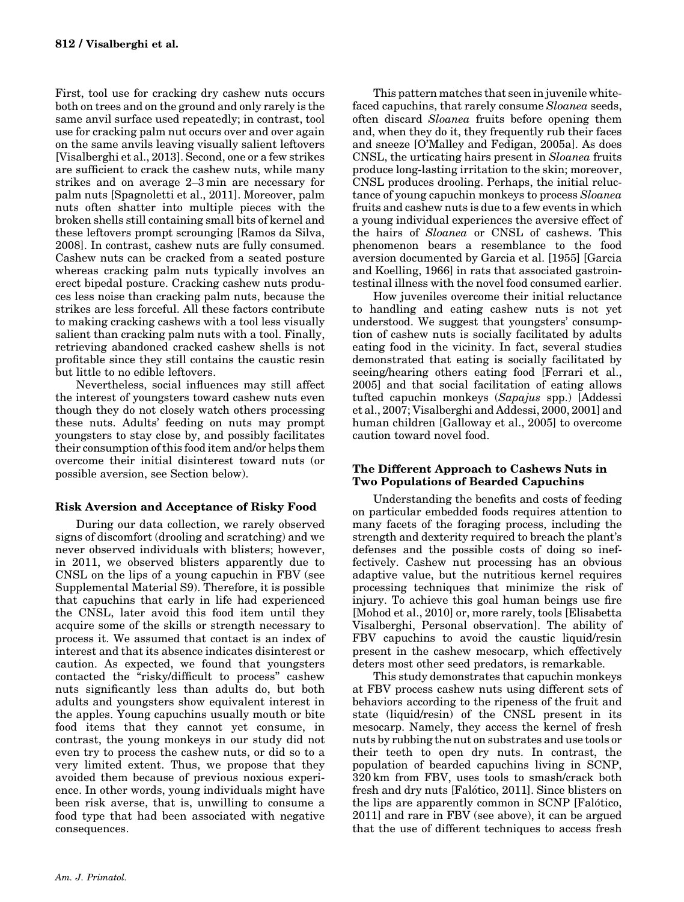First, tool use for cracking dry cashew nuts occurs both on trees and on the ground and only rarely is the same anvil surface used repeatedly; in contrast, tool use for cracking palm nut occurs over and over again on the same anvils leaving visually salient leftovers [Visalberghi et al., 2013]. Second, one or a few strikes are sufficient to crack the cashew nuts, while many strikes and on average 2–3 min are necessary for palm nuts [Spagnoletti et al., 2011]. Moreover, palm nuts often shatter into multiple pieces with the broken shells still containing small bits of kernel and these leftovers prompt scrounging [Ramos da Silva, 2008]. In contrast, cashew nuts are fully consumed. Cashew nuts can be cracked from a seated posture whereas cracking palm nuts typically involves an erect bipedal posture. Cracking cashew nuts produces less noise than cracking palm nuts, because the strikes are less forceful. All these factors contribute to making cracking cashews with a tool less visually salient than cracking palm nuts with a tool. Finally, retrieving abandoned cracked cashew shells is not profitable since they still contains the caustic resin but little to no edible leftovers.

Nevertheless, social influences may still affect the interest of youngsters toward cashew nuts even though they do not closely watch others processing these nuts. Adults' feeding on nuts may prompt youngsters to stay close by, and possibly facilitates their consumption of this food item and/or helps them overcome their initial disinterest toward nuts (or possible aversion, see Section below).

### Risk Aversion and Acceptance of Risky Food

During our data collection, we rarely observed signs of discomfort (drooling and scratching) and we never observed individuals with blisters; however, in 2011, we observed blisters apparently due to CNSL on the lips of a young capuchin in FBV (see Supplemental Material S9). Therefore, it is possible that capuchins that early in life had experienced the CNSL, later avoid this food item until they acquire some of the skills or strength necessary to process it. We assumed that contact is an index of interest and that its absence indicates disinterest or caution. As expected, we found that youngsters contacted the "risky/difficult to process" cashew nuts significantly less than adults do, but both adults and youngsters show equivalent interest in the apples. Young capuchins usually mouth or bite food items that they cannot yet consume, in contrast, the young monkeys in our study did not even try to process the cashew nuts, or did so to a very limited extent. Thus, we propose that they avoided them because of previous noxious experience. In other words, young individuals might have been risk averse, that is, unwilling to consume a food type that had been associated with negative consequences.

This pattern matches that seen in juvenile white-faced capuchins, that rarely consume *Sloanea* seeds, often discard *Sloanea* fruits before opening them and, when they do it, they frequently rub their faces and sneeze [O'Malley and Fedigan, 2005a]. As does CNSL, the urticating hairs present in *Sloanea* fruits produce long-lasting irritation to the skin; moreover, CNSL produces drooling. Perhaps, the initial reluctance of young capuchin monkeys to process *Sloanea* fruits and cashew nuts is due to a few events in which a young individual experiences the aversive effect of the hairs of *Sloanea* or CNSL of cashews. This phenomenon bears a resemblance to the food aversion documented by Garcia et al. [1955] [Garcia and Koelling, 1966] in rats that associated gastrointestinal illness with the novel food consumed earlier.

How juveniles overcome their initial reluctance to handling and eating cashew nuts is not yet understood. We suggest that youngsters' consumption of cashew nuts is socially facilitated by adults eating food in the vicinity. In fact, several studies demonstrated that eating is socially facilitated by seeing/hearing others eating food [Ferrari et al., 2005] and that social facilitation of eating allows tufted capuchin monkeys (*Sapajus* spp.) [Addessi et al., 2007; Visalberghi and Addessi, 2000, 2001] and human children [Galloway et al., 2005] to overcome caution toward novel food.

### The Different Approach to Cashews Nuts in Two Populations of Bearded Capuchins

Understanding the benefits and costs of feeding on particular embedded foods requires attention to many facets of the foraging process, including the strength and dexterity required to breach the plant's defenses and the possible costs of doing so ineffectively. Cashew nut processing has an obvious adaptive value, but the nutritious kernel requires processing techniques that minimize the risk of injury. To achieve this goal human beings use fire [Mohod et al., 2010] or, more rarely, tools [Elisabetta Visalberghi, Personal observation]. The ability of FBV capuchins to avoid the caustic liquid/resin present in the cashew mesocarp, which effectively deters most other seed predators, is remarkable.

This study demonstrates that capuchin monkeys at FBV process cashew nuts using different sets of behaviors according to the ripeness of the fruit and state (liquid/resin) of the CNSL present in its mesocarp. Namely, they access the kernel of fresh nuts by rubbing the nut on substrates and use tools or their teeth to open dry nuts. In contrast, the population of bearded capuchins living in SCNP, 320 km from FBV, uses tools to smash/crack both fresh and dry nuts [Falótico, 2011]. Since blisters on the lips are apparently common in SCNP [Falótico, 2011] and rare in FBV (see above), it can be argued that the use of different techniques to access fresh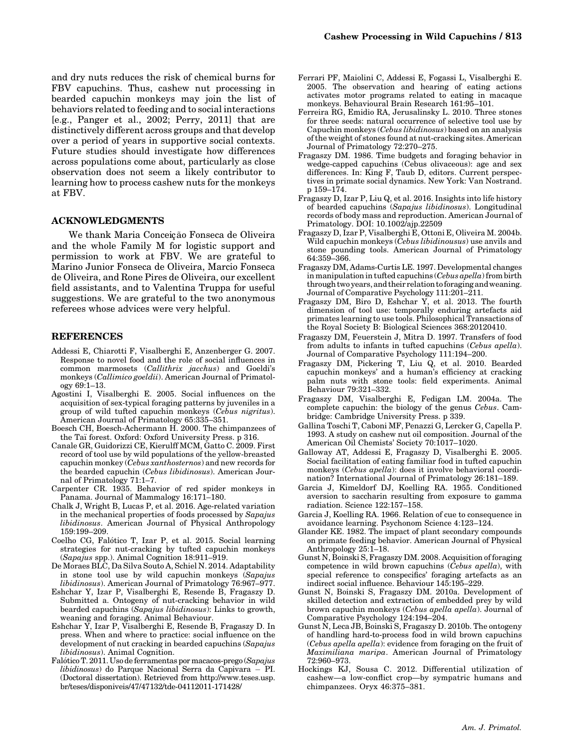and dry nuts reduces the risk of chemical burns for FBV capuchins. Thus, cashew nut processing in bearded capuchin monkeys may join the list of behaviors related to feeding and to social interactions [e.g., Panger et al., 2002; Perry, 2011] that are distinctively different across groups and that develop over a period of years in supportive social contexts. Future studies should investigate how differences across populations come about, particularly as close observation does not seem a likely contributor to learning how to process cashew nuts for the monkeys at FBV.

## ACKNOWLEDGMENTS

We thank Maria Conceição Fonseca de Oliveira and the whole Family M for logistic support and permission to work at FBV. We are grateful to Marino Junior Fonseca de Oliveira, Marcio Fonseca de Oliveira, and Rone Pires de Oliveira, our excellent field assistants, and to Valentina Truppa for useful suggestions. We are grateful to the two anonymous referees whose advices were very helpful.

## REFERENCES

Addessi E, Chiarotti F, Visalberghi E, Anzenberger G. 2007. Response to novel food and the role of social influences in common marmosets (*Callithrix jacchus*) and Goeldi's monkeys (*Callimico goeldii*). American Journal of Primatology 69:1–13.

Agostini I, Visalberghi E. 2005. Social influences on the acquisition of sex-typical foraging patterns by juveniles in a group of wild tufted capuchin monkeys (*Cebus nigritus*). American Journal of Primatology 65:335–351.

Boesch CH, Boesch-Achermann H. 2000. The chimpanzees of the Taï forest. Oxford: Oxford University Press. p 316.

Canale GR, Guidorizzi CE, Kierulff MCM, Gatto C. 2009. First record of tool use by wild populations of the yellow-breasted capuchin monkey (*Cebus xanthosternos*) and new records for the bearded capuchin (*Cebus libidinosus*). American Journal of Primatology 71:1–7.

Carpenter CR. 1935. Behavior of red spider monkeys in Panama. Journal of Mammalogy 16:171–180.

Chalk J, Wright B, Lucas P, et al. 2016. Age-related variation in the mechanical properties of foods processed by *Sapajus libidinosus*. American Journal of Physical Anthropology 159:199–209.

Coelho CG, Falótico T, Izar P, et al. 2015. Social learning strategies for nut-cracking by tufted capuchin monkeys (*Sapajus* spp.). Animal Cognition 18:911–919.

De Moraes BLC, Da Silva Souto A, Schiel N. 2014. Adaptability in stone tool use by wild capuchin monkeys (*Sapajus libidinosus*). American Journal of Primatology 76:967–977.

Eshchar Y, Izar P, Visalberghi E, Resende B, Fragaszy D. Submitted a. Ontogeny of nut-cracking behavior in wild bearded capuchins (*Sapajus libidinosus*): Links to growth, weaning and foraging. Animal Behaviour.

Eshchar Y, Izar P, Visalberghi E, Resende B, Fragaszy D. In press. When and where to practice: social influence on the development of nut cracking in bearded capuchins (*Sapajus libidinosus*). Animal Cognition.

Falótico T. 2011. Uso de ferramentas por macacos-prego (*Sapajus libidinosus*) do Parque Nacional Serra da Capivara – PI. (Doctoral dissertation). Retrieved from http://www.teses.usp.br/teses/disponiveis/47/47132/tde-04112011-171428/

Ferrari PF, Maiolini C, Addessi E, Fogassi L, Visalberghi E. 2005. The observation and hearing of eating actions activates motor programs related to eating in macaque monkeys. Behavioural Brain Research 161:95–101.

Ferreira RG, Emidio RA, Jerusalinsky L. 2010. Three stones for three seeds: natural occurrence of selective tool use by Capuchin monkeys (*Cebus libidinosus*) based on an analysis of the weight of stones found at nut-cracking sites. American Journal of Primatology 72:270–275.

Fragaszy DM. 1986. Time budgets and foraging behavior in wedge-capped capuchins (Cebus olivaceous): age and sex differences. In: King F, Taub D, editors. Current perspectives in primate social dynamics. New York: Van Nostrand. p 159–174.

Fragaszy D, Izar P, Liu Q, et al. 2016. Insights into life history of bearded capuchins (*Sapajus libidinosus*). Longitudinal records of body mass and reproduction. American Journal of Primatology. DOI: 10.1002/ajp.22509

Fragaszy D, Izar P, Visalberghi E, Ottoni E, Oliveira M. 2004b. Wild capuchin monkeys (*Cebus libidinousus*) use anvils and stone pounding tools. American Journal of Primatology 64:359–366.

Fragaszy DM, Adams-Curtis LE. 1997. Developmental changes in manipulation in tufted capuchins (*Cebus apella*) from birth through two years, and their relation to foraging and weaning. Journal of Comparative Psychology 111:201–211.

Fragaszy DM, Biro D, Eshchar Y, et al. 2013. The fourth dimension of tool use: temporally enduring artefacts aid primates learning to use tools. Philosophical Transactions of the Royal Society B: Biological Sciences 368:20120410.

Fragaszy DM, Feuerstein J, Mitra D. 1997. Transfers of food from adults to infants in tufted capuchins (*Cebus apella*). Journal of Comparative Psychology 111:194–200.

Fragaszy DM, Pickering T, Liu Q, et al. 2010. Bearded capuchin monkeys' and a human's efficiency at cracking palm nuts with stone tools: field experiments. Animal Behaviour 79:321–332.

Fragaszy DM, Visalberghi E, Fedigan LM. 2004a. The complete capuchin: the biology of the genus *Cebus*. Cambridge: Cambridge University Press. p 339.

Gallina Toschi T, Caboni MF, Penazzi G, Lercker G, Capella P. 1993. A study on cashew nut oil composition. Journal of the American Oil Chemists' Society 70:1017–1020.

Galloway AT, Addessi E, Fragaszy D, Visalberghi E. 2005. Social facilitation of eating familiar food in tufted capuchin monkeys (*Cebus apella*): does it involve behavioral coordination? International Journal of Primatology 26:181–189.

Garcia J, Kimeldorf DJ, Koelling RA. 1955. Conditioned aversion to saccharin resulting from exposure to gamma radiation. Science 122:157–158.

Garcia J, Koelling RA. 1966. Relation of cue to consequence in avoidance learning. Psychonom Science 4:123–124.

Glander KE. 1982. The impact of plant secondary compounds on primate feeding behavior. American Journal of Physical Anthropology 25:1–18.

Gunst N, Boinski S, Fragaszy DM. 2008. Acquisition of foraging competence in wild brown capuchins (*Cebus apella*), with special reference to conspecifics' foraging artefacts as an indirect social influence. Behaviour 145:195–229.

Gunst N, Boinski S, Fragaszy DM. 2010a. Development of skilled detection and extraction of embedded prey by wild brown capuchin monkeys (*Cebus apella apella*). Journal of Comparative Psychology 124:194–204.

Gunst N, Leca JB, Boinski S, Fragaszy D. 2010b. The ontogeny of handling hard-to-process food in wild brown capuchins (*Cebus apella apella*): evidence from foraging on the fruit of *Maximiliana maripa*. American Journal of Primatology 72:960–973.

Hockings KJ, Sousa C. 2012. Differential utilization of cashew—a low-conflict crop—by sympatric humans and chimpanzees. Oryx 46:375–381.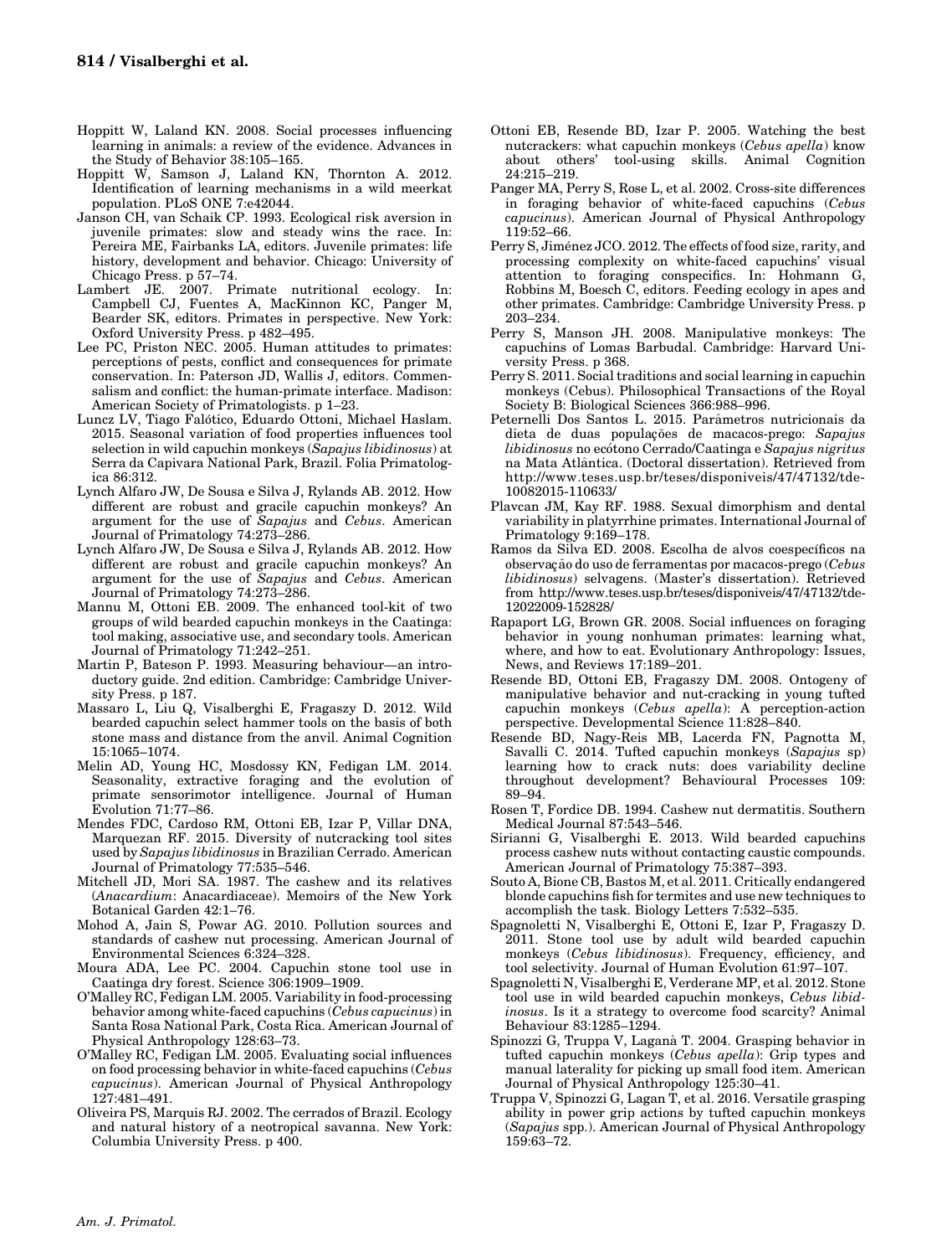Hoppitt W, Laland KN. 2008. Social processes influencing learning in animals: a review of the evidence. Advances in the Study of Behavior 38:105–165.

Hoppitt W, Samson J, Laland KN, Thornton A. 2012. Identification of learning mechanisms in a wild meerkat population. PLoS ONE 7:e42044.

Janson CH, van Schaik CP. 1993. Ecological risk aversion in juvenile primates: slow and steady wins the race. In: Pereira ME, Fairbanks LA, editors. Juvenile primates: life history, development and behavior. Chicago: University of Chicago Press. p 57–74.

Lambert JE. 2007. Primate nutritional ecology. In: Campbell CJ, Fuentes A, MacKinnon KC, Panger M, Bearder SK, editors. Primates in perspective. New York: Oxford University Press. p 482–495.

Lee PC, Priston NEC. 2005. Human attitudes to primates: perceptions of pests, conflict and consequences for primate conservation. In: Paterson JD, Wallis J, editors. Commensalism and conflict: the human-primate interface. Madison: American Society of Primatologists. p 1–23.

Luncz LV, Tiago Falótico, Eduardo Ottoni, Michael Haslam. 2015. Seasonal variation of food properties influences tool selection in wild capuchin monkeys (*Sapajus libidinosus*) at Serra da Capivara National Park, Brazil. Folia Primatologica 86:312.

Lynch Alfaro JW, De Sousa e Silva J, Rylands AB. 2012. How different are robust and gracile capuchin monkeys? An argument for the use of *Sapajus* and *Cebus*. American Journal of Primatology 74:273–286.

Lynch Alfaro JW, De Sousa e Silva J, Rylands AB. 2012. How different are robust and gracile capuchin monkeys? An argument for the use of *Sapajus* and *Cebus*. American Journal of Primatology 74:273–286.

Mannu M, Ottoni EB. 2009. The enhanced tool-kit of two groups of wild bearded capuchin monkeys in the Caatinga: tool making, associative use, and secondary tools. American Journal of Primatology 71:242–251.

Martin P, Bateson P. 1993. Measuring behaviour—an introductory guide. 2nd edition. Cambridge: Cambridge University Press. p 187.

Massaro L, Liu Q, Visalberghi E, Fragaszy D. 2012. Wild bearded capuchin select hammer tools on the basis of both stone mass and distance from the anvil. Animal Cognition 15:1065–1074.

Melin AD, Young HC, Mosdossy KN, Fedigan LM. 2014. Seasonality, extractive foraging and the evolution of primate sensorimotor intelligence. Journal of Human Evolution 71:77–86.

Mendes FDC, Cardoso RM, Ottoni EB, Izar P, Villar DNA, Marquezan RF. 2015. Diversity of nutcracking tool sites used by *Sapajus libidinosus* in Brazilian Cerrado. American Journal of Primatology 77:535–546.

Mitchell JD, Mori SA. 1987. The cashew and its relatives (*Anacardium*: Anacardiaceae). Memoirs of the New York Botanical Garden 42:1–76.

Mohod A, Jain S, Powar AG. 2010. Pollution sources and standards of cashew nut processing. American Journal of Environmental Sciences 6:324–328.

Moura ADA, Lee PC. 2004. Capuchin stone tool use in Caatinga dry forest. Science 306:1909–1909.

O'Malley RC, Fedigan LM. 2005. Variability in food-processing behavior among white-faced capuchins (*Cebus capucinus*) in Santa Rosa National Park, Costa Rica. American Journal of Physical Anthropology 128:63–73.

O'Malley RC, Fedigan LM. 2005. Evaluating social influences on food processing behavior in white-faced capuchins (*Cebus capucinus*). American Journal of Physical Anthropology 127:481–491.

Oliveira PS, Marquis RJ. 2002. The cerrados of Brazil. Ecology and natural history of a neotropical savanna. New York: Columbia University Press. p 400.

Ottoni EB, Resende BD, Izar P. 2005. Watching the best nutcrackers: what capuchin monkeys (*Cebus apella*) know about others' tool-using skills. Animal Cognition 24:215–219.

Panger MA, Perry S, Rose L, et al. 2002. Cross-site differences in foraging behavior of white-faced capuchins (*Cebus capucinus*). American Journal of Physical Anthropology 119:52–66.

Perry S, Jiménez JCO. 2012. The effects of food size, rarity, and processing complexity on white-faced capuchins' visual attention to foraging conspecifics. In: Hohmann G, Robbins M, Boesch C, editors. Feeding ecology in apes and other primates. Cambridge: Cambridge University Press. p 203–234.

Perry S, Manson JH. 2008. Manipulative monkeys: The capuchins of Lomas Barbudal. Cambridge: Harvard University Press. p 368.

Perry S. 2011. Social traditions and social learning in capuchin monkeys (Cebus). Philosophical Transactions of the Royal Society B: Biological Sciences 366:988–996.

Peternelli Dos Santos L. 2015. Parâmetros nutricionais da dieta de duas populações de macacos-prego: *Sapajus libidinosus* no ecótono Cerrado/Caatinga e *Sapajus nigritus* na Mata Atlântica. (Doctoral dissertation). Retrieved from http://www.teses.usp.br/teses/disponiveis/47/47132/tde-10082015-110633/

Plavcan JM, Kay RF. 1988. Sexual dimorphism and dental variability in platyrrhine primates. International Journal of Primatology 9:169–178.

Ramos da Silva ED. 2008. Escolha de alvos coespecíficos na observação do uso de ferramentas por macacos-prego (*Cebus libidinosus*) selvagens. (Master's dissertation). Retrieved from http://www.teses.usp.br/teses/disponiveis/47/47132/tde-12022009-152828/

Rapaport LG, Brown GR. 2008. Social influences on foraging behavior in young nonhuman primates: learning what, where, and how to eat. Evolutionary Anthropology: Issues, News, and Reviews 17:189–201.

Resende BD, Ottoni EB, Fragaszy DM. 2008. Ontogeny of manipulative behavior and nut-cracking in young tufted capuchin monkeys (*Cebus apella*): A perception-action perspective. Developmental Science 11:828–840.

Resende BD, Nagy-Reis MB, Lacerda FN, Pagnotta M, Savalli C. 2014. Tufted capuchin monkeys (*Sapajus* sp) learning how to crack nuts: does variability decline throughout development? Behavioural Processes 109: 89–94.

Rosen T, Fordice DB. 1994. Cashew nut dermatitis. Southern Medical Journal 87:543–546.

Sirianni G, Visalberghi E. 2013. Wild bearded capuchins process cashew nuts without contacting caustic compounds. American Journal of Primatology 75:387–393.

Souto A, Bione CB, Bastos M, et al. 2011. Critically endangered blonde capuchins fish for termites and use new techniques to accomplish the task. Biology Letters 7:532–535.

Spagnoletti N, Visalberghi E, Ottoni E, Izar P, Fragaszy D. 2011. Stone tool use by adult wild bearded capuchin monkeys (*Cebus libidinosus*). Frequency, efficiency, and tool selectivity. Journal of Human Evolution 61:97–107.

Spagnoletti N, Visalberghi E, Verderane MP, et al. 2012. Stone tool use in wild bearded capuchin monkeys, *Cebus libidinosus*. Is it a strategy to overcome food scarcity? Animal Behaviour 83:1285–1294.

Spinozzi G, Truppa V, Laganà T. 2004. Grasping behavior in tufted capuchin monkeys (*Cebus apella*): Grip types and manual laterality for picking up small food item. American Journal of Physical Anthropology 125:30–41.

Truppa V, Spinozzi G, Lagan T, et al. 2016. Versatile grasping ability in power grip actions by tufted capuchin monkeys (*Sapajus* spp.). American Journal of Physical Anthropology 159:63–72.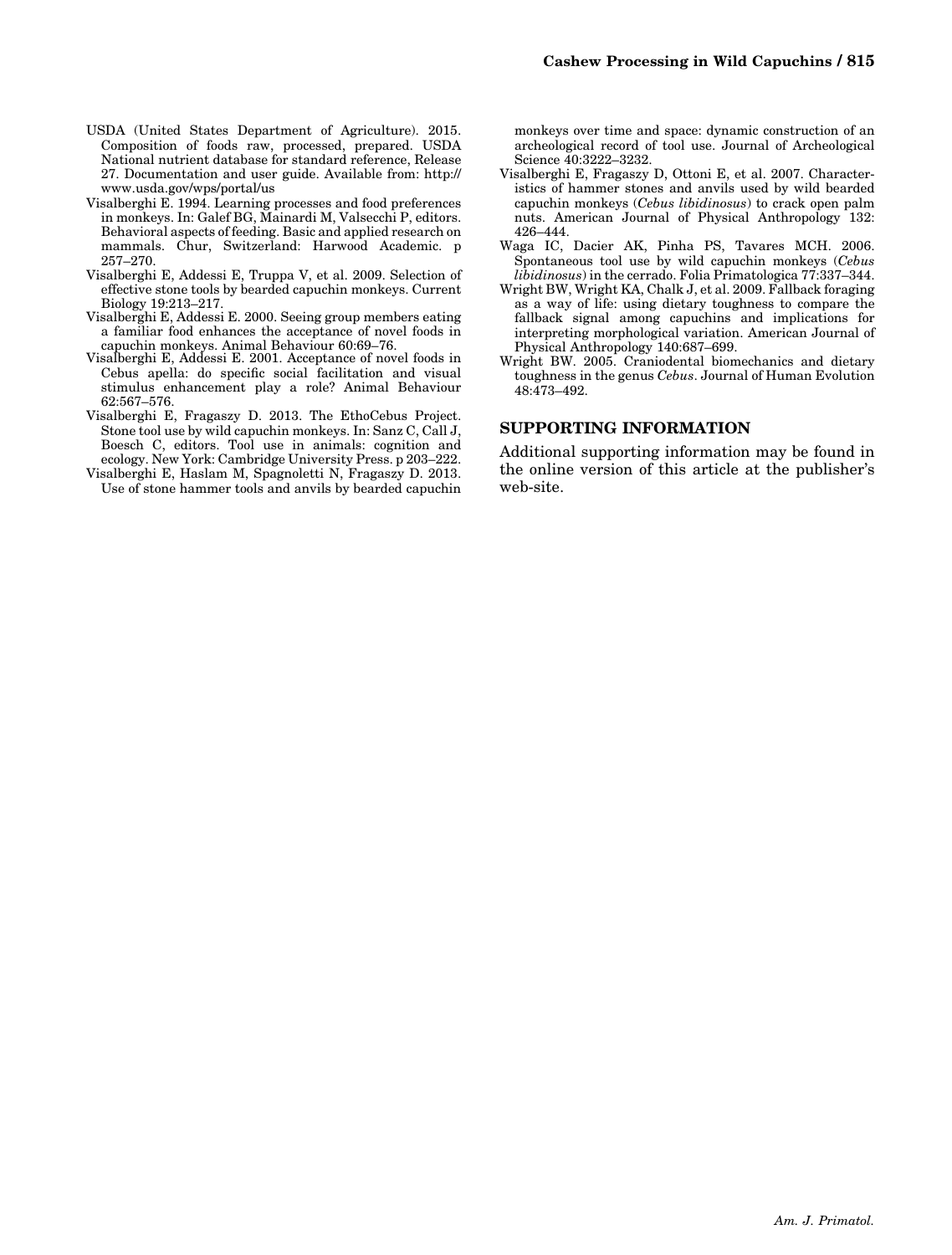USDA (United States Department of Agriculture). 2015. Composition of foods raw, processed, prepared. USDA National nutrient database for standard reference, Release 27. Documentation and user guide. Available from: http://www.usda.gov/wps/portal/us

Visalberghi E. 1994. Learning processes and food preferences in monkeys. In: Galef BG, Mainardi M, Valsecchi P, editors. Behavioral aspects of feeding. Basic and applied research on mammals. Chur, Switzerland: Harwood Academic. p 257–270.

Visalberghi E, Addessi E, Truppa V, et al. 2009. Selection of effective stone tools by bearded capuchin monkeys. Current Biology 19:213–217.

Visalberghi E, Addessi E. 2000. Seeing group members eating a familiar food enhances the acceptance of novel foods in capuchin monkeys. Animal Behaviour 60:69–76.

Visalberghi E, Addessi E. 2001. Acceptance of novel foods in Cebus apella: do specific social facilitation and visual stimulus enhancement play a role? Animal Behaviour 62:567–576.

Visalberghi E, Fragaszy D. 2013. The EthoCebus Project. Stone tool use by wild capuchin monkeys. In: Sanz C, Call J, Boesch C, editors. Tool use in animals: cognition and ecology. New York: Cambridge University Press. p 203–222.

Visalberghi E, Haslam M, Spagnoletti N, Fragaszy D. 2013. Use of stone hammer tools and anvils by bearded capuchin monkeys over time and space: dynamic construction of an archeological record of tool use. Journal of Archeological Science 40:3222–3232.

Visalberghi E, Fragaszy D, Ottoni E, et al. 2007. Characteristics of hammer stones and anvils used by wild bearded capuchin monkeys (*Cebus libidinosus*) to crack open palm nuts. American Journal of Physical Anthropology 132: 426–444.

Waga IC, Dacier AK, Pinha PS, Tavares MCH. 2006. Spontaneous tool use by wild capuchin monkeys (*Cebus libidinosus*) in the cerrado. Folia Primatologica 77:337–344.

Wright BW, Wright KA, Chalk J, et al. 2009. Fallback foraging as a way of life: using dietary toughness to compare the fallback signal among capuchins and implications for interpreting morphological variation. American Journal of Physical Anthropology 140:687–699.

Wright BW. 2005. Craniodental biomechanics and dietary toughness in the genus *Cebus*. Journal of Human Evolution 48:473–492.

## SUPPORTING INFORMATION

Additional supporting information may be found in the online version of this article at the publisher's web-site.